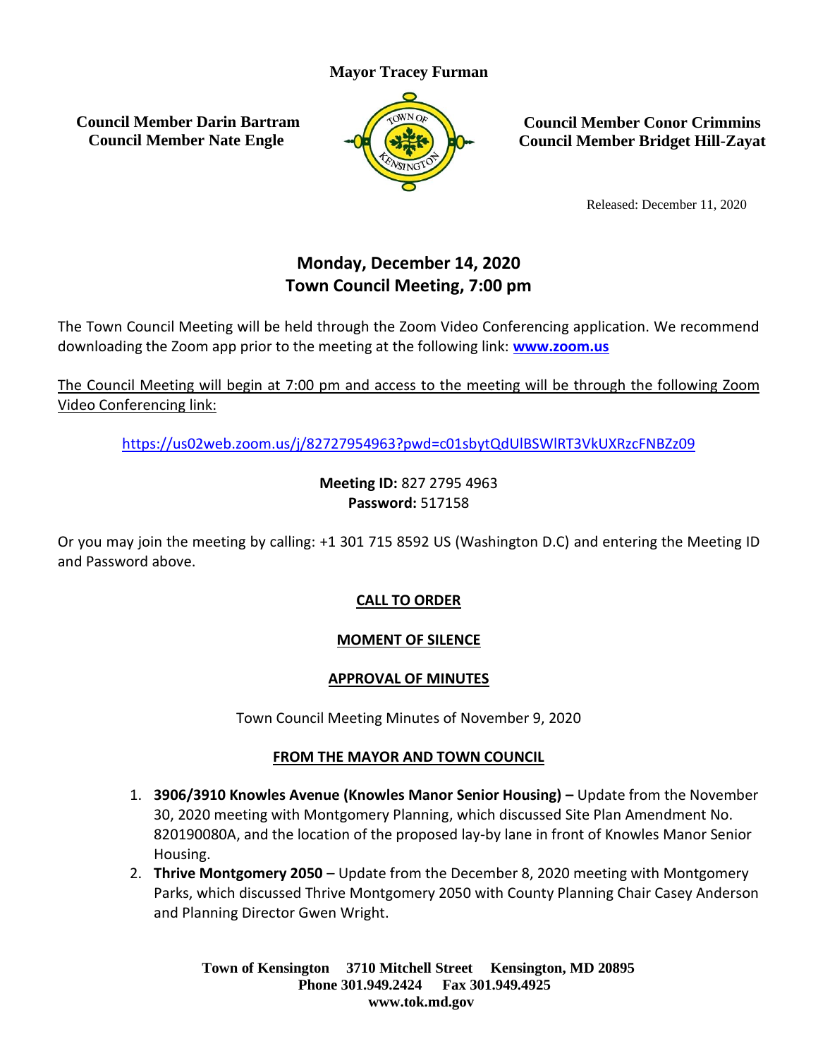**Mayor Tracey Furman**

**Council Member Darin Bartram**
**Council Member Nate Engle**

**Council Member Conor Crimmins**
**Council Member Bridget Hill-Zayat**

Released: December 11, 2020

## Monday, December 14, 2020
## Town Council Meeting, 7:00 pm

The Town Council Meeting will be held through the Zoom Video Conferencing application. We recommend downloading the Zoom app prior to the meeting at the following link: **www.zoom.us**

The Council Meeting will begin at 7:00 pm and access to the meeting will be through the following Zoom Video Conferencing link:

https://us02web.zoom.us/j/82727954963?pwd=c01sbytQdUlBSWlRT3VkUXRzcFNBZz09

**Meeting ID:** 827 2795 4963
**Password:** 517158

Or you may join the meeting by calling: +1 301 715 8592 US (Washington D.C) and entering the Meeting ID and Password above.

### CALL TO ORDER

### MOMENT OF SILENCE

### APPROVAL OF MINUTES

Town Council Meeting Minutes of November 9, 2020

### FROM THE MAYOR AND TOWN COUNCIL

1. **3906/3910 Knowles Avenue (Knowles Manor Senior Housing) –** Update from the November 30, 2020 meeting with Montgomery Planning, which discussed Site Plan Amendment No. 820190080A, and the location of the proposed lay-by lane in front of Knowles Manor Senior Housing.
2. **Thrive Montgomery 2050** – Update from the December 8, 2020 meeting with Montgomery Parks, which discussed Thrive Montgomery 2050 with County Planning Chair Casey Anderson and Planning Director Gwen Wright.

**Town of Kensington 3710 Mitchell Street Kensington, MD 20895**
**Phone 301.949.2424 Fax 301.949.4925**
**www.tok.md.gov**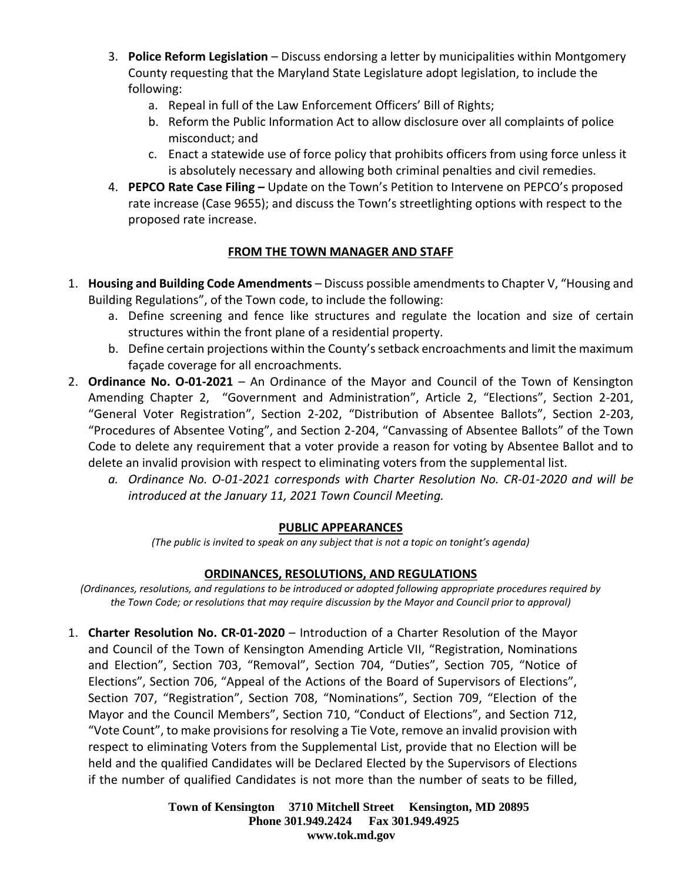3. **Police Reform Legislation** – Discuss endorsing a letter by municipalities within Montgomery County requesting that the Maryland State Legislature adopt legislation, to include the following:
   a. Repeal in full of the Law Enforcement Officers' Bill of Rights;
   b. Reform the Public Information Act to allow disclosure over all complaints of police misconduct; and
   c. Enact a statewide use of force policy that prohibits officers from using force unless it is absolutely necessary and allowing both criminal penalties and civil remedies.
4. **PEPCO Rate Case Filing –** Update on the Town's Petition to Intervene on PEPCO's proposed rate increase (Case 9655); and discuss the Town's streetlighting options with respect to the proposed rate increase.

## FROM THE TOWN MANAGER AND STAFF

1. **Housing and Building Code Amendments** – Discuss possible amendments to Chapter V, "Housing and Building Regulations", of the Town code, to include the following:
   a. Define screening and fence like structures and regulate the location and size of certain structures within the front plane of a residential property.
   b. Define certain projections within the County's setback encroachments and limit the maximum façade coverage for all encroachments.
2. **Ordinance No. O-01-2021** – An Ordinance of the Mayor and Council of the Town of Kensington Amending Chapter 2, "Government and Administration", Article 2, "Elections", Section 2-201, "General Voter Registration", Section 2-202, "Distribution of Absentee Ballots", Section 2-203, "Procedures of Absentee Voting", and Section 2-204, "Canvassing of Absentee Ballots" of the Town Code to delete any requirement that a voter provide a reason for voting by Absentee Ballot and to delete an invalid provision with respect to eliminating voters from the supplemental list.
   a. *Ordinance No. O-01-2021 corresponds with Charter Resolution No. CR-01-2020 and will be introduced at the January 11, 2021 Town Council Meeting.*

## PUBLIC APPEARANCES

*(The public is invited to speak on any subject that is not a topic on tonight's agenda)*

## ORDINANCES, RESOLUTIONS, AND REGULATIONS

*(Ordinances, resolutions, and regulations to be introduced or adopted following appropriate procedures required by the Town Code; or resolutions that may require discussion by the Mayor and Council prior to approval)*

1. **Charter Resolution No. CR-01-2020** – Introduction of a Charter Resolution of the Mayor and Council of the Town of Kensington Amending Article VII, "Registration, Nominations and Election", Section 703, "Removal", Section 704, "Duties", Section 705, "Notice of Elections", Section 706, "Appeal of the Actions of the Board of Supervisors of Elections", Section 707, "Registration", Section 708, "Nominations", Section 709, "Election of the Mayor and the Council Members", Section 710, "Conduct of Elections", and Section 712, "Vote Count", to make provisions for resolving a Tie Vote, remove an invalid provision with respect to eliminating Voters from the Supplemental List, provide that no Election will be held and the qualified Candidates will be Declared Elected by the Supervisors of Elections if the number of qualified Candidates is not more than the number of seats to be filled,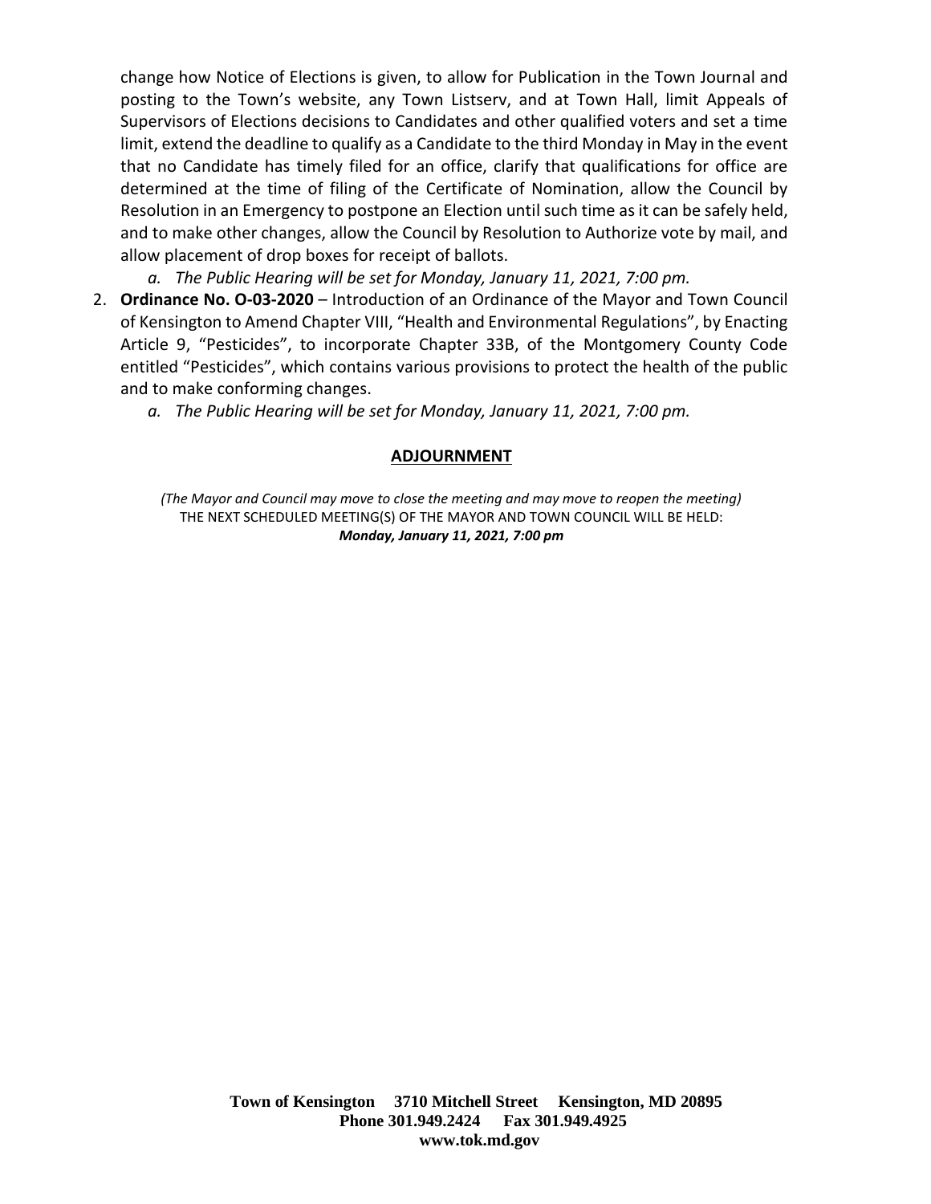change how Notice of Elections is given, to allow for Publication in the Town Journal and posting to the Town's website, any Town Listserv, and at Town Hall, limit Appeals of Supervisors of Elections decisions to Candidates and other qualified voters and set a time limit, extend the deadline to qualify as a Candidate to the third Monday in May in the event that no Candidate has timely filed for an office, clarify that qualifications for office are determined at the time of filing of the Certificate of Nomination, allow the Council by Resolution in an Emergency to postpone an Election until such time as it can be safely held, and to make other changes, allow the Council by Resolution to Authorize vote by mail, and allow placement of drop boxes for receipt of ballots.

   a. *The Public Hearing will be set for Monday, January 11, 2021, 7:00 pm.*

2. **Ordinance No. O-03-2020** – Introduction of an Ordinance of the Mayor and Town Council of Kensington to Amend Chapter VIII, "Health and Environmental Regulations", by Enacting Article 9, "Pesticides", to incorporate Chapter 33B, of the Montgomery County Code entitled "Pesticides", which contains various provisions to protect the health of the public and to make conforming changes.
   a. *The Public Hearing will be set for Monday, January 11, 2021, 7:00 pm.*

## ADJOURNMENT

*(The Mayor and Council may move to close the meeting and may move to reopen the meeting)*
THE NEXT SCHEDULED MEETING(S) OF THE MAYOR AND TOWN COUNCIL WILL BE HELD:
***Monday, January 11, 2021, 7:00 pm***

**Town of Kensington 3710 Mitchell Street Kensington, MD 20895**
**Phone 301.949.2424 Fax 301.949.4925**
**www.tok.md.gov**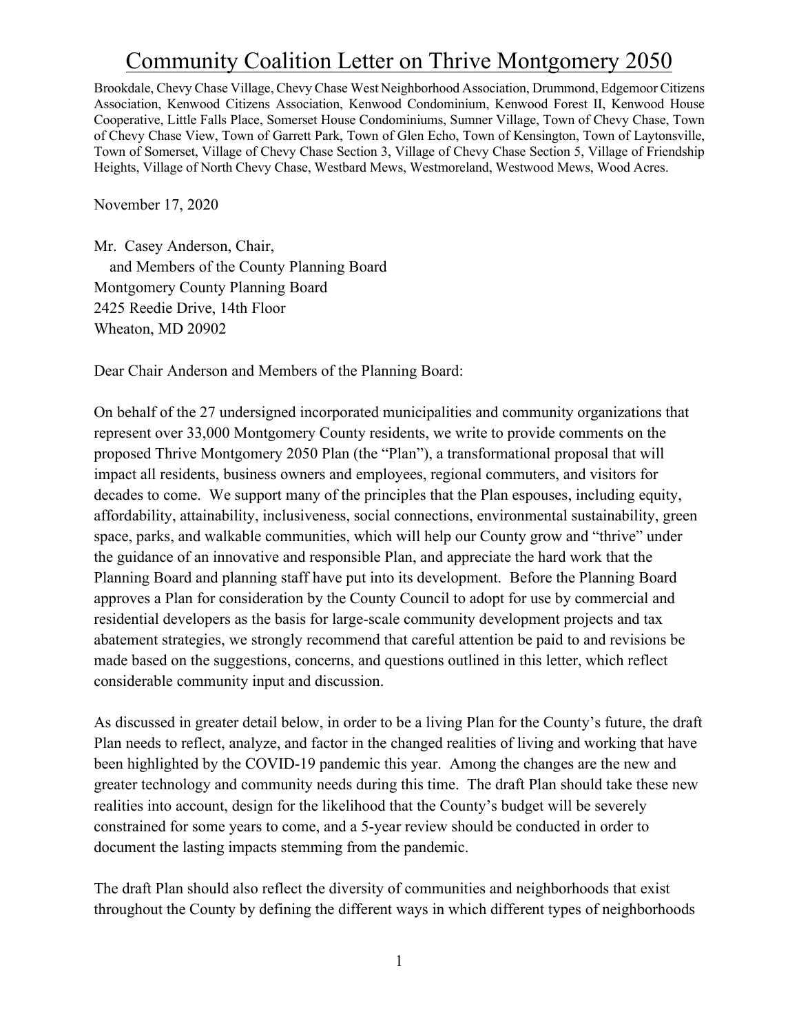# Community Coalition Letter on Thrive Montgomery 2050

Brookdale, Chevy Chase Village, Chevy Chase West Neighborhood Association, Drummond, Edgemoor Citizens Association, Kenwood Citizens Association, Kenwood Condominium, Kenwood Forest II, Kenwood House Cooperative, Little Falls Place, Somerset House Condominiums, Sumner Village, Town of Chevy Chase, Town of Chevy Chase View, Town of Garrett Park, Town of Glen Echo, Town of Kensington, Town of Laytonsville, Town of Somerset, Village of Chevy Chase Section 3, Village of Chevy Chase Section 5, Village of Friendship Heights, Village of North Chevy Chase, Westbard Mews, Westmoreland, Westwood Mews, Wood Acres.

November 17, 2020

Mr. Casey Anderson, Chair,
and Members of the County Planning Board
Montgomery County Planning Board
2425 Reedie Drive, 14th Floor
Wheaton, MD 20902

Dear Chair Anderson and Members of the Planning Board:

On behalf of the 27 undersigned incorporated municipalities and community organizations that represent over 33,000 Montgomery County residents, we write to provide comments on the proposed Thrive Montgomery 2050 Plan (the "Plan"), a transformational proposal that will impact all residents, business owners and employees, regional commuters, and visitors for decades to come. We support many of the principles that the Plan espouses, including equity, affordability, attainability, inclusiveness, social connections, environmental sustainability, green space, parks, and walkable communities, which will help our County grow and "thrive" under the guidance of an innovative and responsible Plan, and appreciate the hard work that the Planning Board and planning staff have put into its development. Before the Planning Board approves a Plan for consideration by the County Council to adopt for use by commercial and residential developers as the basis for large-scale community development projects and tax abatement strategies, we strongly recommend that careful attention be paid to and revisions be made based on the suggestions, concerns, and questions outlined in this letter, which reflect considerable community input and discussion.

As discussed in greater detail below, in order to be a living Plan for the County's future, the draft Plan needs to reflect, analyze, and factor in the changed realities of living and working that have been highlighted by the COVID-19 pandemic this year. Among the changes are the new and greater technology and community needs during this time. The draft Plan should take these new realities into account, design for the likelihood that the County's budget will be severely constrained for some years to come, and a 5-year review should be conducted in order to document the lasting impacts stemming from the pandemic.

The draft Plan should also reflect the diversity of communities and neighborhoods that exist throughout the County by defining the different ways in which different types of neighborhoods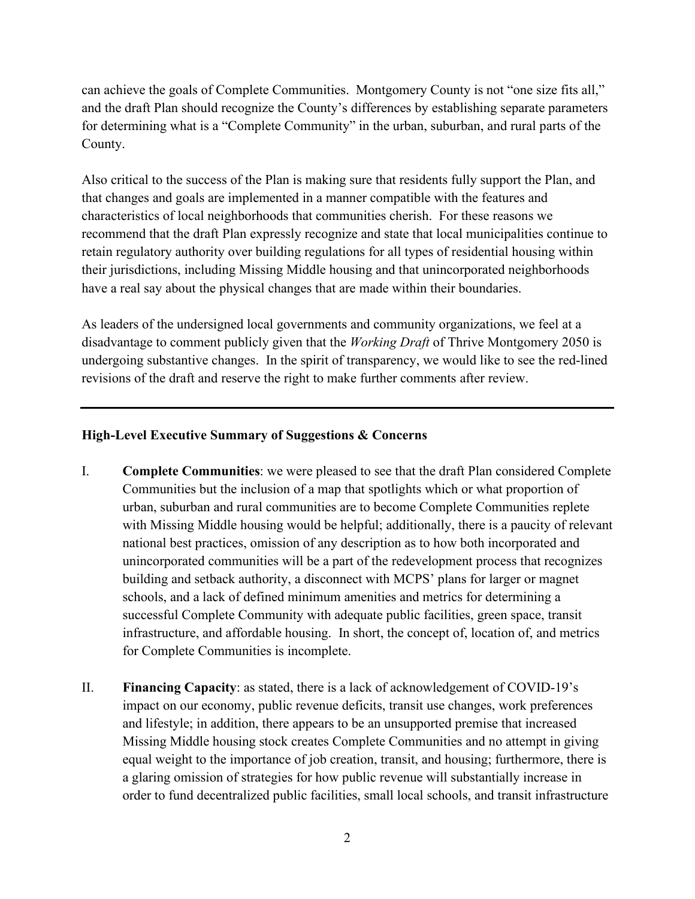can achieve the goals of Complete Communities. Montgomery County is not "one size fits all," and the draft Plan should recognize the County's differences by establishing separate parameters for determining what is a "Complete Community" in the urban, suburban, and rural parts of the County.

Also critical to the success of the Plan is making sure that residents fully support the Plan, and that changes and goals are implemented in a manner compatible with the features and characteristics of local neighborhoods that communities cherish. For these reasons we recommend that the draft Plan expressly recognize and state that local municipalities continue to retain regulatory authority over building regulations for all types of residential housing within their jurisdictions, including Missing Middle housing and that unincorporated neighborhoods have a real say about the physical changes that are made within their boundaries.

As leaders of the undersigned local governments and community organizations, we feel at a disadvantage to comment publicly given that the *Working Draft* of Thrive Montgomery 2050 is undergoing substantive changes. In the spirit of transparency, we would like to see the red-lined revisions of the draft and reserve the right to make further comments after review.

---

**High-Level Executive Summary of Suggestions & Concerns**

I. **Complete Communities**: we were pleased to see that the draft Plan considered Complete Communities but the inclusion of a map that spotlights which or what proportion of urban, suburban and rural communities are to become Complete Communities replete with Missing Middle housing would be helpful; additionally, there is a paucity of relevant national best practices, omission of any description as to how both incorporated and unincorporated communities will be a part of the redevelopment process that recognizes building and setback authority, a disconnect with MCPS' plans for larger or magnet schools, and a lack of defined minimum amenities and metrics for determining a successful Complete Community with adequate public facilities, green space, transit infrastructure, and affordable housing. In short, the concept of, location of, and metrics for Complete Communities is incomplete.

II. **Financing Capacity**: as stated, there is a lack of acknowledgement of COVID-19's impact on our economy, public revenue deficits, transit use changes, work preferences and lifestyle; in addition, there appears to be an unsupported premise that increased Missing Middle housing stock creates Complete Communities and no attempt in giving equal weight to the importance of job creation, transit, and housing; furthermore, there is a glaring omission of strategies for how public revenue will substantially increase in order to fund decentralized public facilities, small local schools, and transit infrastructure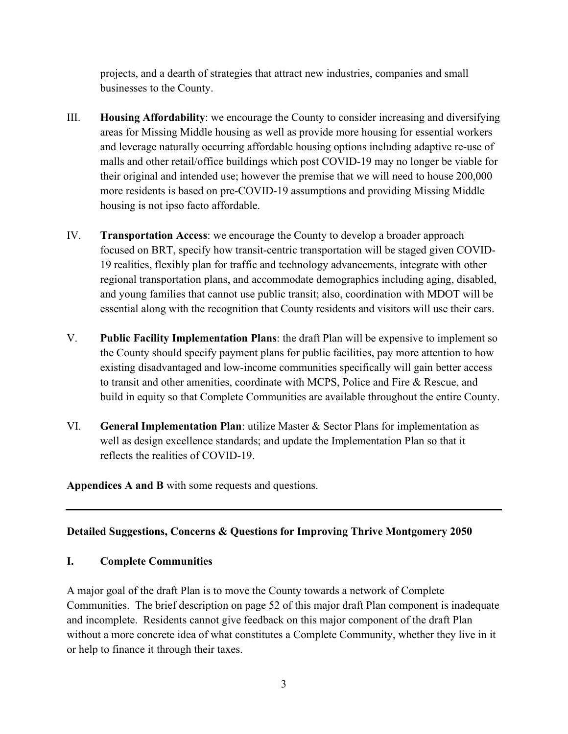projects, and a dearth of strategies that attract new industries, companies and small businesses to the County.

III. **Housing Affordability**: we encourage the County to consider increasing and diversifying areas for Missing Middle housing as well as provide more housing for essential workers and leverage naturally occurring affordable housing options including adaptive re-use of malls and other retail/office buildings which post COVID-19 may no longer be viable for their original and intended use; however the premise that we will need to house 200,000 more residents is based on pre-COVID-19 assumptions and providing Missing Middle housing is not ipso facto affordable.

IV. **Transportation Access**: we encourage the County to develop a broader approach focused on BRT, specify how transit-centric transportation will be staged given COVID-19 realities, flexibly plan for traffic and technology advancements, integrate with other regional transportation plans, and accommodate demographics including aging, disabled, and young families that cannot use public transit; also, coordination with MDOT will be essential along with the recognition that County residents and visitors will use their cars.

V. **Public Facility Implementation Plans**: the draft Plan will be expensive to implement so the County should specify payment plans for public facilities, pay more attention to how existing disadvantaged and low-income communities specifically will gain better access to transit and other amenities, coordinate with MCPS, Police and Fire & Rescue, and build in equity so that Complete Communities are available throughout the entire County.

VI. **General Implementation Plan**: utilize Master & Sector Plans for implementation as well as design excellence standards; and update the Implementation Plan so that it reflects the realities of COVID-19.

**Appendices A and B** with some requests and questions.

---

**Detailed Suggestions, Concerns & Questions for Improving Thrive Montgomery 2050**

## I. Complete Communities

A major goal of the draft Plan is to move the County towards a network of Complete Communities. The brief description on page 52 of this major draft Plan component is inadequate and incomplete. Residents cannot give feedback on this major component of the draft Plan without a more concrete idea of what constitutes a Complete Community, whether they live in it or help to finance it through their taxes.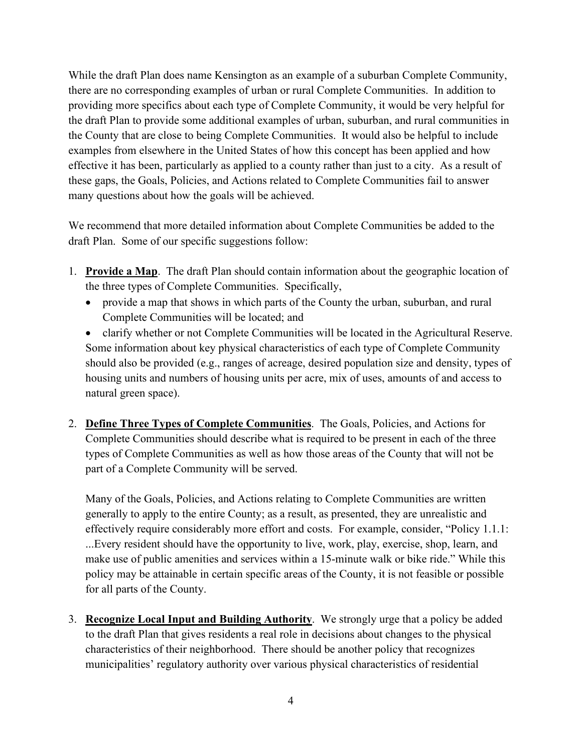While the draft Plan does name Kensington as an example of a suburban Complete Community, there are no corresponding examples of urban or rural Complete Communities. In addition to providing more specifics about each type of Complete Community, it would be very helpful for the draft Plan to provide some additional examples of urban, suburban, and rural communities in the County that are close to being Complete Communities. It would also be helpful to include examples from elsewhere in the United States of how this concept has been applied and how effective it has been, particularly as applied to a county rather than just to a city. As a result of these gaps, the Goals, Policies, and Actions related to Complete Communities fail to answer many questions about how the goals will be achieved.

We recommend that more detailed information about Complete Communities be added to the draft Plan. Some of our specific suggestions follow:

1. **<u>Provide a Map</u>**. The draft Plan should contain information about the geographic location of the three types of Complete Communities. Specifically,
   - provide a map that shows in which parts of the County the urban, suburban, and rural Complete Communities will be located; and
   - clarify whether or not Complete Communities will be located in the Agricultural Reserve.

   Some information about key physical characteristics of each type of Complete Community should also be provided (e.g., ranges of acreage, desired population size and density, types of housing units and numbers of housing units per acre, mix of uses, amounts of and access to natural green space).

2. **<u>Define Three Types of Complete Communities</u>**. The Goals, Policies, and Actions for Complete Communities should describe what is required to be present in each of the three types of Complete Communities as well as how those areas of the County that will not be part of a Complete Community will be served.

   Many of the Goals, Policies, and Actions relating to Complete Communities are written generally to apply to the entire County; as a result, as presented, they are unrealistic and effectively require considerably more effort and costs. For example, consider, "Policy 1.1.1: ...Every resident should have the opportunity to live, work, play, exercise, shop, learn, and make use of public amenities and services within a 15-minute walk or bike ride." While this policy may be attainable in certain specific areas of the County, it is not feasible or possible for all parts of the County.

3. **<u>Recognize Local Input and Building Authority</u>**. We strongly urge that a policy be added to the draft Plan that gives residents a real role in decisions about changes to the physical characteristics of their neighborhood. There should be another policy that recognizes municipalities' regulatory authority over various physical characteristics of residential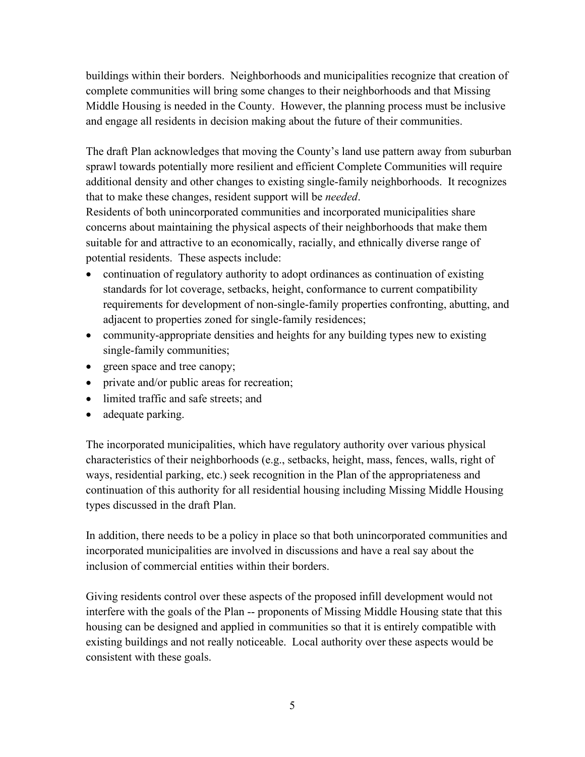buildings within their borders. Neighborhoods and municipalities recognize that creation of complete communities will bring some changes to their neighborhoods and that Missing Middle Housing is needed in the County. However, the planning process must be inclusive and engage all residents in decision making about the future of their communities.

The draft Plan acknowledges that moving the County's land use pattern away from suburban sprawl towards potentially more resilient and efficient Complete Communities will require additional density and other changes to existing single-family neighborhoods. It recognizes that to make these changes, resident support will be *needed*.

Residents of both unincorporated communities and incorporated municipalities share concerns about maintaining the physical aspects of their neighborhoods that make them suitable for and attractive to an economically, racially, and ethnically diverse range of potential residents. These aspects include:

- continuation of regulatory authority to adopt ordinances as continuation of existing standards for lot coverage, setbacks, height, conformance to current compatibility requirements for development of non-single-family properties confronting, abutting, and adjacent to properties zoned for single-family residences;
- community-appropriate densities and heights for any building types new to existing single-family communities;
- green space and tree canopy;
- private and/or public areas for recreation;
- limited traffic and safe streets; and
- adequate parking.

The incorporated municipalities, which have regulatory authority over various physical characteristics of their neighborhoods (e.g., setbacks, height, mass, fences, walls, right of ways, residential parking, etc.) seek recognition in the Plan of the appropriateness and continuation of this authority for all residential housing including Missing Middle Housing types discussed in the draft Plan.

In addition, there needs to be a policy in place so that both unincorporated communities and incorporated municipalities are involved in discussions and have a real say about the inclusion of commercial entities within their borders.

Giving residents control over these aspects of the proposed infill development would not interfere with the goals of the Plan -- proponents of Missing Middle Housing state that this housing can be designed and applied in communities so that it is entirely compatible with existing buildings and not really noticeable. Local authority over these aspects would be consistent with these goals.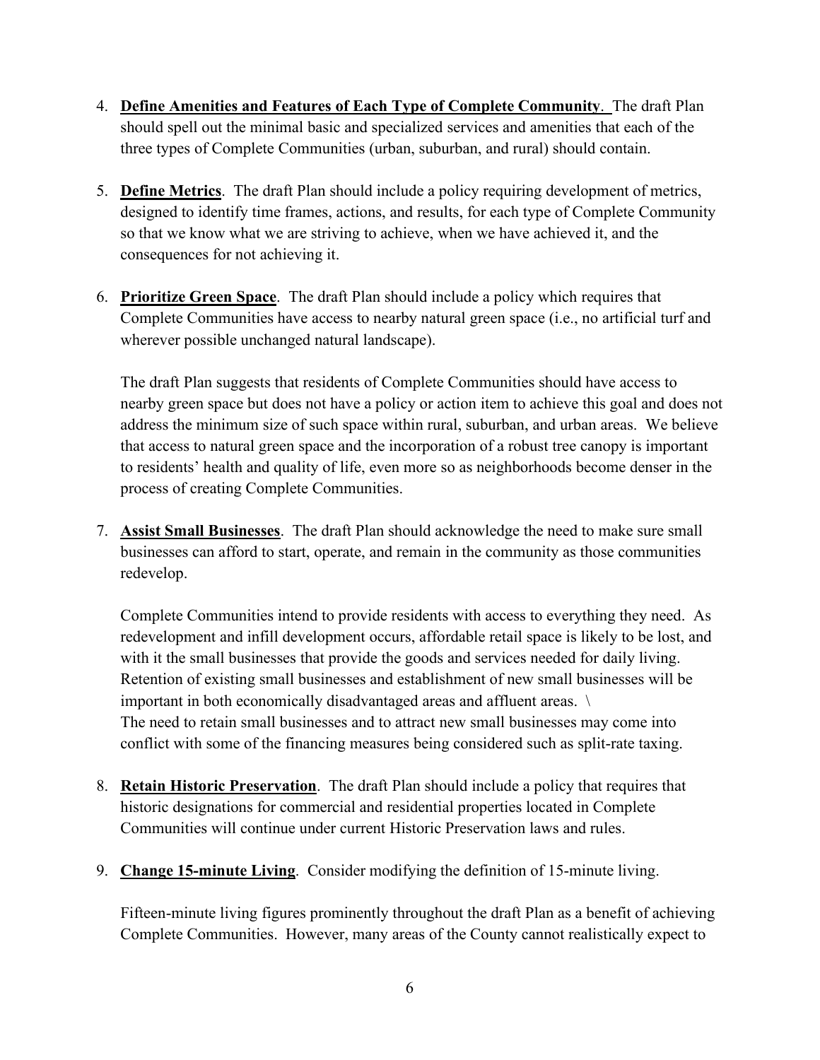4. **Define Amenities and Features of Each Type of Complete Community**. The draft Plan should spell out the minimal basic and specialized services and amenities that each of the three types of Complete Communities (urban, suburban, and rural) should contain.

5. **Define Metrics**. The draft Plan should include a policy requiring development of metrics, designed to identify time frames, actions, and results, for each type of Complete Community so that we know what we are striving to achieve, when we have achieved it, and the consequences for not achieving it.

6. **Prioritize Green Space**. The draft Plan should include a policy which requires that Complete Communities have access to nearby natural green space (i.e., no artificial turf and wherever possible unchanged natural landscape).

   The draft Plan suggests that residents of Complete Communities should have access to nearby green space but does not have a policy or action item to achieve this goal and does not address the minimum size of such space within rural, suburban, and urban areas. We believe that access to natural green space and the incorporation of a robust tree canopy is important to residents' health and quality of life, even more so as neighborhoods become denser in the process of creating Complete Communities.

7. **Assist Small Businesses**. The draft Plan should acknowledge the need to make sure small businesses can afford to start, operate, and remain in the community as those communities redevelop.

   Complete Communities intend to provide residents with access to everything they need. As redevelopment and infill development occurs, affordable retail space is likely to be lost, and with it the small businesses that provide the goods and services needed for daily living. Retention of existing small businesses and establishment of new small businesses will be important in both economically disadvantaged areas and affluent areas. \
   The need to retain small businesses and to attract new small businesses may come into conflict with some of the financing measures being considered such as split-rate taxing.

8. **Retain Historic Preservation**. The draft Plan should include a policy that requires that historic designations for commercial and residential properties located in Complete Communities will continue under current Historic Preservation laws and rules.

9. **Change 15-minute Living**. Consider modifying the definition of 15-minute living.

   Fifteen-minute living figures prominently throughout the draft Plan as a benefit of achieving Complete Communities. However, many areas of the County cannot realistically expect to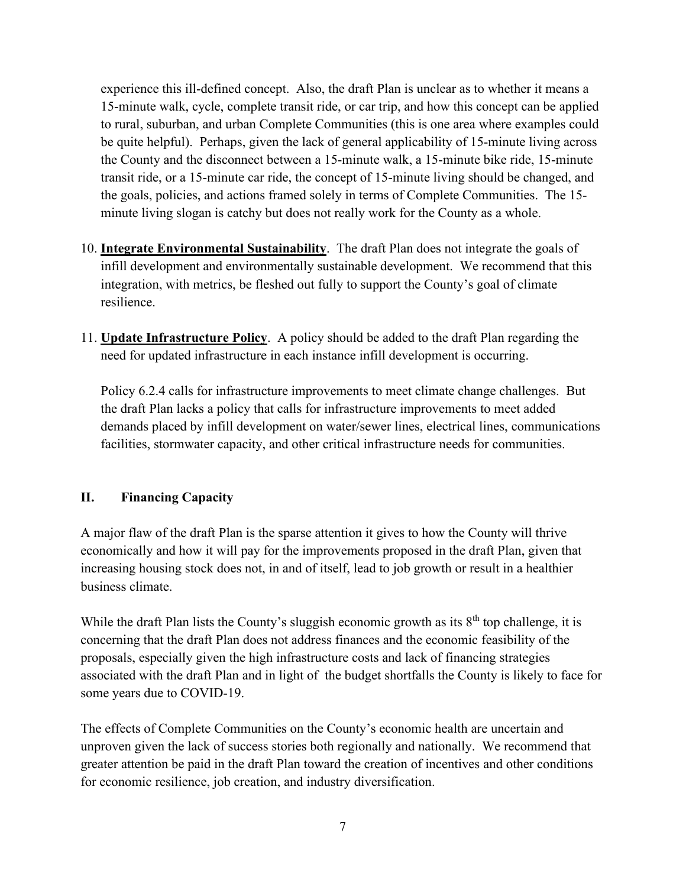experience this ill-defined concept. Also, the draft Plan is unclear as to whether it means a 15-minute walk, cycle, complete transit ride, or car trip, and how this concept can be applied to rural, suburban, and urban Complete Communities (this is one area where examples could be quite helpful). Perhaps, given the lack of general applicability of 15-minute living across the County and the disconnect between a 15-minute walk, a 15-minute bike ride, 15-minute transit ride, or a 15-minute car ride, the concept of 15-minute living should be changed, and the goals, policies, and actions framed solely in terms of Complete Communities. The 15-minute living slogan is catchy but does not really work for the County as a whole.

10. **Integrate Environmental Sustainability**. The draft Plan does not integrate the goals of infill development and environmentally sustainable development. We recommend that this integration, with metrics, be fleshed out fully to support the County's goal of climate resilience.

11. **Update Infrastructure Policy**. A policy should be added to the draft Plan regarding the need for updated infrastructure in each instance infill development is occurring.

    Policy 6.2.4 calls for infrastructure improvements to meet climate change challenges. But the draft Plan lacks a policy that calls for infrastructure improvements to meet added demands placed by infill development on water/sewer lines, electrical lines, communications facilities, stormwater capacity, and other critical infrastructure needs for communities.

## II. Financing Capacity

A major flaw of the draft Plan is the sparse attention it gives to how the County will thrive economically and how it will pay for the improvements proposed in the draft Plan, given that increasing housing stock does not, in and of itself, lead to job growth or result in a healthier business climate.

While the draft Plan lists the County's sluggish economic growth as its 8th top challenge, it is concerning that the draft Plan does not address finances and the economic feasibility of the proposals, especially given the high infrastructure costs and lack of financing strategies associated with the draft Plan and in light of the budget shortfalls the County is likely to face for some years due to COVID-19.

The effects of Complete Communities on the County's economic health are uncertain and unproven given the lack of success stories both regionally and nationally. We recommend that greater attention be paid in the draft Plan toward the creation of incentives and other conditions for economic resilience, job creation, and industry diversification.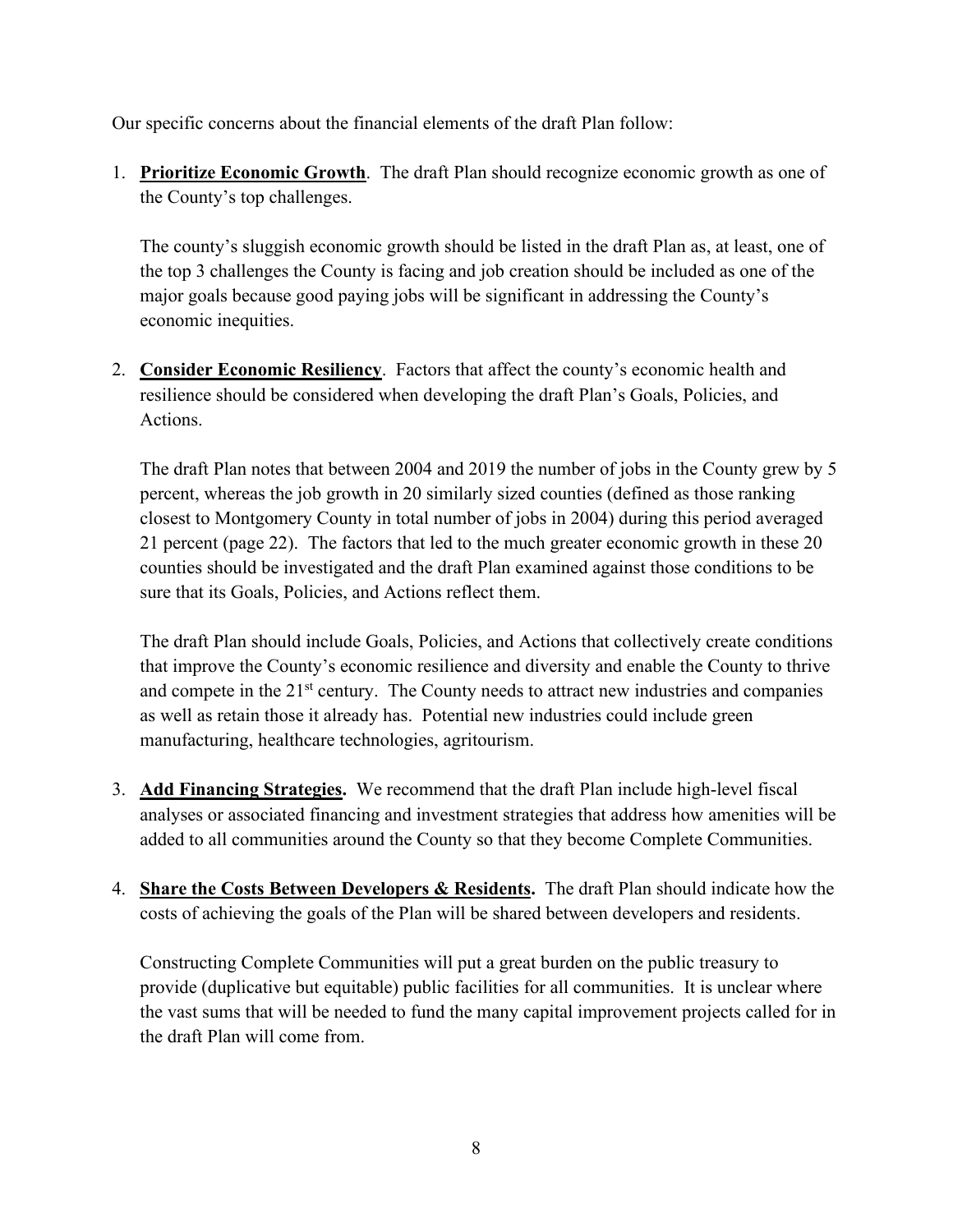Our specific concerns about the financial elements of the draft Plan follow:

1. **Prioritize Economic Growth**. The draft Plan should recognize economic growth as one of the County's top challenges.

   The county's sluggish economic growth should be listed in the draft Plan as, at least, one of the top 3 challenges the County is facing and job creation should be included as one of the major goals because good paying jobs will be significant in addressing the County's economic inequities.

2. **Consider Economic Resiliency**. Factors that affect the county's economic health and resilience should be considered when developing the draft Plan's Goals, Policies, and Actions.

   The draft Plan notes that between 2004 and 2019 the number of jobs in the County grew by 5 percent, whereas the job growth in 20 similarly sized counties (defined as those ranking closest to Montgomery County in total number of jobs in 2004) during this period averaged 21 percent (page 22). The factors that led to the much greater economic growth in these 20 counties should be investigated and the draft Plan examined against those conditions to be sure that its Goals, Policies, and Actions reflect them.

   The draft Plan should include Goals, Policies, and Actions that collectively create conditions that improve the County's economic resilience and diversity and enable the County to thrive and compete in the 21st century. The County needs to attract new industries and companies as well as retain those it already has. Potential new industries could include green manufacturing, healthcare technologies, agritourism.

3. **Add Financing Strategies.** We recommend that the draft Plan include high-level fiscal analyses or associated financing and investment strategies that address how amenities will be added to all communities around the County so that they become Complete Communities.

4. **Share the Costs Between Developers & Residents.** The draft Plan should indicate how the costs of achieving the goals of the Plan will be shared between developers and residents.

   Constructing Complete Communities will put a great burden on the public treasury to provide (duplicative but equitable) public facilities for all communities. It is unclear where the vast sums that will be needed to fund the many capital improvement projects called for in the draft Plan will come from.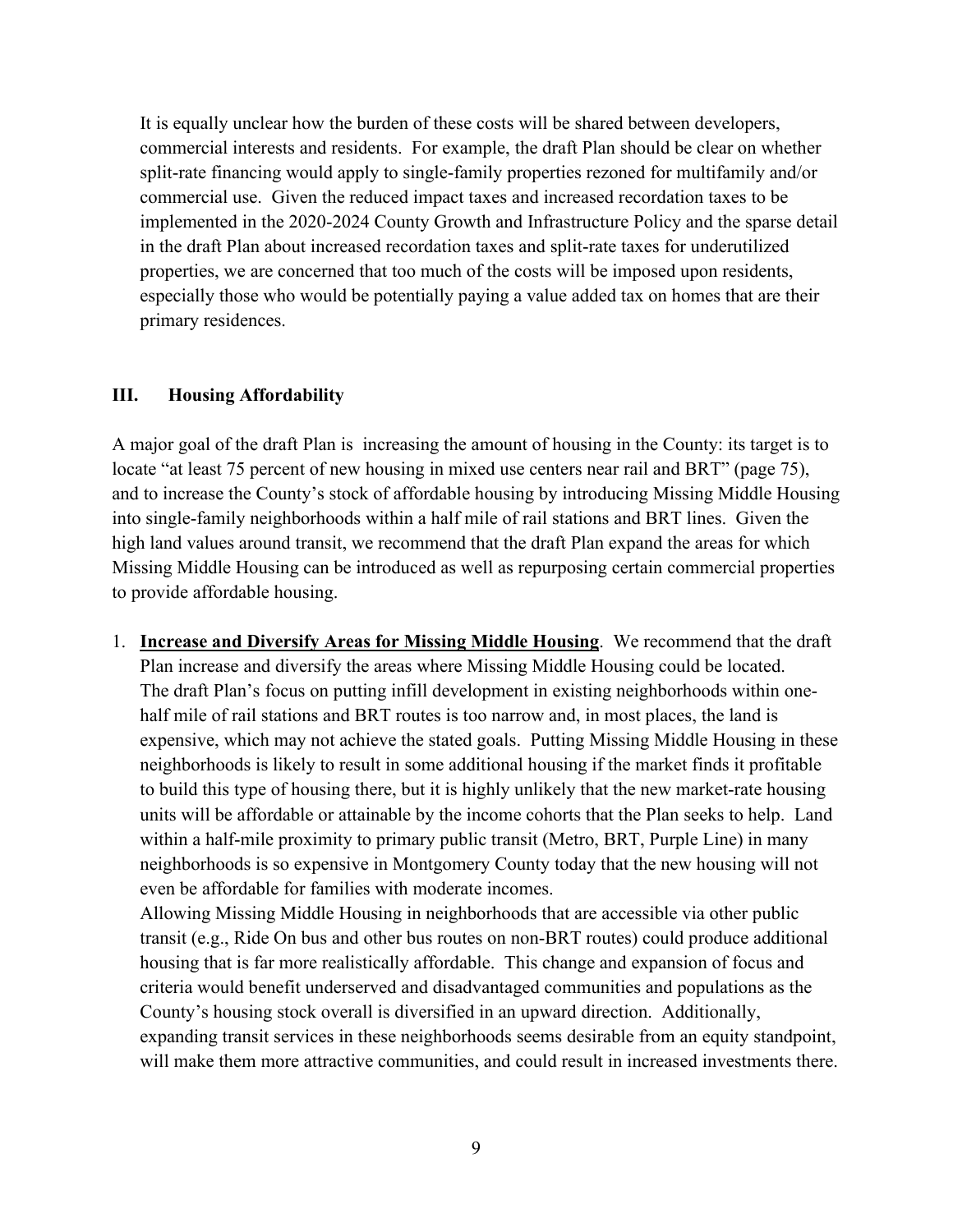It is equally unclear how the burden of these costs will be shared between developers, commercial interests and residents. For example, the draft Plan should be clear on whether split-rate financing would apply to single-family properties rezoned for multifamily and/or commercial use. Given the reduced impact taxes and increased recordation taxes to be implemented in the 2020-2024 County Growth and Infrastructure Policy and the sparse detail in the draft Plan about increased recordation taxes and split-rate taxes for underutilized properties, we are concerned that too much of the costs will be imposed upon residents, especially those who would be potentially paying a value added tax on homes that are their primary residences.

## III. Housing Affordability

A major goal of the draft Plan is increasing the amount of housing in the County: its target is to locate "at least 75 percent of new housing in mixed use centers near rail and BRT" (page 75), and to increase the County's stock of affordable housing by introducing Missing Middle Housing into single-family neighborhoods within a half mile of rail stations and BRT lines. Given the high land values around transit, we recommend that the draft Plan expand the areas for which Missing Middle Housing can be introduced as well as repurposing certain commercial properties to provide affordable housing.

1. **Increase and Diversify Areas for Missing Middle Housing**. We recommend that the draft Plan increase and diversify the areas where Missing Middle Housing could be located. The draft Plan's focus on putting infill development in existing neighborhoods within one-half mile of rail stations and BRT routes is too narrow and, in most places, the land is expensive, which may not achieve the stated goals. Putting Missing Middle Housing in these neighborhoods is likely to result in some additional housing if the market finds it profitable to build this type of housing there, but it is highly unlikely that the new market-rate housing units will be affordable or attainable by the income cohorts that the Plan seeks to help. Land within a half-mile proximity to primary public transit (Metro, BRT, Purple Line) in many neighborhoods is so expensive in Montgomery County today that the new housing will not even be affordable for families with moderate incomes.
   Allowing Missing Middle Housing in neighborhoods that are accessible via other public transit (e.g., Ride On bus and other bus routes on non-BRT routes) could produce additional housing that is far more realistically affordable. This change and expansion of focus and criteria would benefit underserved and disadvantaged communities and populations as the County's housing stock overall is diversified in an upward direction. Additionally, expanding transit services in these neighborhoods seems desirable from an equity standpoint, will make them more attractive communities, and could result in increased investments there.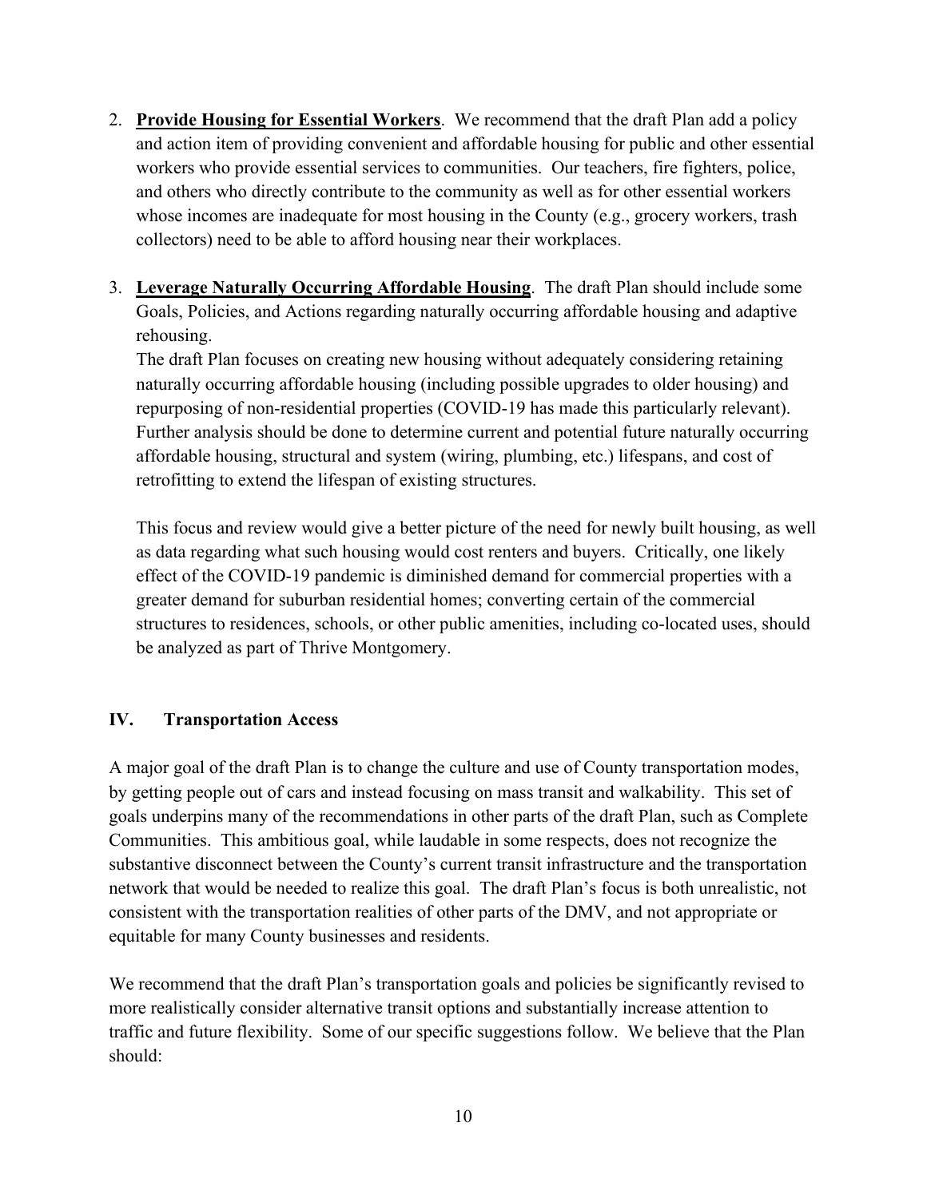2. **Provide Housing for Essential Workers**. We recommend that the draft Plan add a policy and action item of providing convenient and affordable housing for public and other essential workers who provide essential services to communities. Our teachers, fire fighters, police, and others who directly contribute to the community as well as for other essential workers whose incomes are inadequate for most housing in the County (e.g., grocery workers, trash collectors) need to be able to afford housing near their workplaces.

3. **Leverage Naturally Occurring Affordable Housing**. The draft Plan should include some Goals, Policies, and Actions regarding naturally occurring affordable housing and adaptive rehousing.
   The draft Plan focuses on creating new housing without adequately considering retaining naturally occurring affordable housing (including possible upgrades to older housing) and repurposing of non-residential properties (COVID-19 has made this particularly relevant). Further analysis should be done to determine current and potential future naturally occurring affordable housing, structural and system (wiring, plumbing, etc.) lifespans, and cost of retrofitting to extend the lifespan of existing structures.

   This focus and review would give a better picture of the need for newly built housing, as well as data regarding what such housing would cost renters and buyers. Critically, one likely effect of the COVID-19 pandemic is diminished demand for commercial properties with a greater demand for suburban residential homes; converting certain of the commercial structures to residences, schools, or other public amenities, including co-located uses, should be analyzed as part of Thrive Montgomery.

## IV. Transportation Access

A major goal of the draft Plan is to change the culture and use of County transportation modes, by getting people out of cars and instead focusing on mass transit and walkability. This set of goals underpins many of the recommendations in other parts of the draft Plan, such as Complete Communities. This ambitious goal, while laudable in some respects, does not recognize the substantive disconnect between the County's current transit infrastructure and the transportation network that would be needed to realize this goal. The draft Plan's focus is both unrealistic, not consistent with the transportation realities of other parts of the DMV, and not appropriate or equitable for many County businesses and residents.

We recommend that the draft Plan's transportation goals and policies be significantly revised to more realistically consider alternative transit options and substantially increase attention to traffic and future flexibility. Some of our specific suggestions follow. We believe that the Plan should: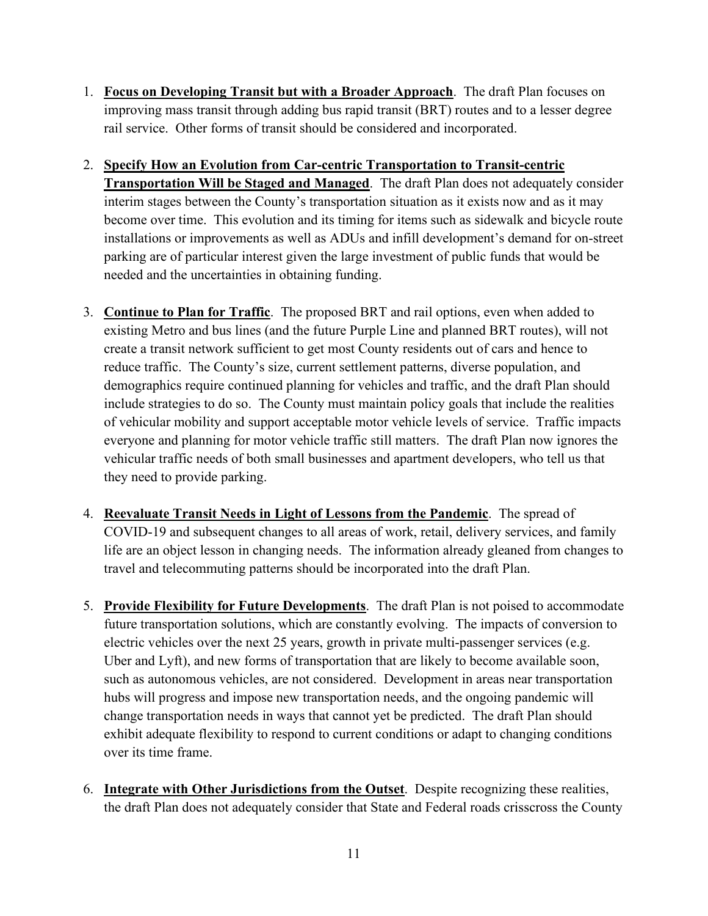1. **Focus on Developing Transit but with a Broader Approach**. The draft Plan focuses on improving mass transit through adding bus rapid transit (BRT) routes and to a lesser degree rail service. Other forms of transit should be considered and incorporated.

2. **Specify How an Evolution from Car-centric Transportation to Transit-centric Transportation Will be Staged and Managed**. The draft Plan does not adequately consider interim stages between the County's transportation situation as it exists now and as it may become over time. This evolution and its timing for items such as sidewalk and bicycle route installations or improvements as well as ADUs and infill development's demand for on-street parking are of particular interest given the large investment of public funds that would be needed and the uncertainties in obtaining funding.

3. **Continue to Plan for Traffic**. The proposed BRT and rail options, even when added to existing Metro and bus lines (and the future Purple Line and planned BRT routes), will not create a transit network sufficient to get most County residents out of cars and hence to reduce traffic. The County's size, current settlement patterns, diverse population, and demographics require continued planning for vehicles and traffic, and the draft Plan should include strategies to do so. The County must maintain policy goals that include the realities of vehicular mobility and support acceptable motor vehicle levels of service. Traffic impacts everyone and planning for motor vehicle traffic still matters. The draft Plan now ignores the vehicular traffic needs of both small businesses and apartment developers, who tell us that they need to provide parking.

4. **Reevaluate Transit Needs in Light of Lessons from the Pandemic**. The spread of COVID-19 and subsequent changes to all areas of work, retail, delivery services, and family life are an object lesson in changing needs. The information already gleaned from changes to travel and telecommuting patterns should be incorporated into the draft Plan.

5. **Provide Flexibility for Future Developments**. The draft Plan is not poised to accommodate future transportation solutions, which are constantly evolving. The impacts of conversion to electric vehicles over the next 25 years, growth in private multi-passenger services (e.g. Uber and Lyft), and new forms of transportation that are likely to become available soon, such as autonomous vehicles, are not considered. Development in areas near transportation hubs will progress and impose new transportation needs, and the ongoing pandemic will change transportation needs in ways that cannot yet be predicted. The draft Plan should exhibit adequate flexibility to respond to current conditions or adapt to changing conditions over its time frame.

6. **Integrate with Other Jurisdictions from the Outset**. Despite recognizing these realities, the draft Plan does not adequately consider that State and Federal roads crisscross the County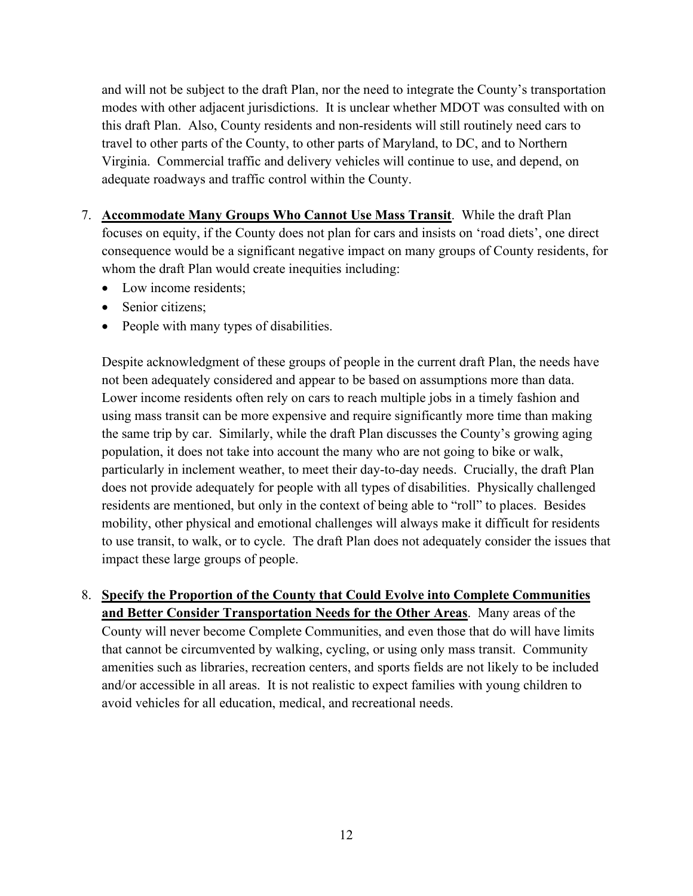and will not be subject to the draft Plan, nor the need to integrate the County's transportation modes with other adjacent jurisdictions. It is unclear whether MDOT was consulted with on this draft Plan. Also, County residents and non-residents will still routinely need cars to travel to other parts of the County, to other parts of Maryland, to DC, and to Northern Virginia. Commercial traffic and delivery vehicles will continue to use, and depend, on adequate roadways and traffic control within the County.

7. **<u>Accommodate Many Groups Who Cannot Use Mass Transit</u>**. While the draft Plan focuses on equity, if the County does not plan for cars and insists on 'road diets', one direct consequence would be a significant negative impact on many groups of County residents, for whom the draft Plan would create inequities including:
   - Low income residents;
   - Senior citizens;
   - People with many types of disabilities.

   Despite acknowledgment of these groups of people in the current draft Plan, the needs have not been adequately considered and appear to be based on assumptions more than data. Lower income residents often rely on cars to reach multiple jobs in a timely fashion and using mass transit can be more expensive and require significantly more time than making the same trip by car. Similarly, while the draft Plan discusses the County's growing aging population, it does not take into account the many who are not going to bike or walk, particularly in inclement weather, to meet their day-to-day needs. Crucially, the draft Plan does not provide adequately for people with all types of disabilities. Physically challenged residents are mentioned, but only in the context of being able to "roll" to places. Besides mobility, other physical and emotional challenges will always make it difficult for residents to use transit, to walk, or to cycle. The draft Plan does not adequately consider the issues that impact these large groups of people.

8. **<u>Specify the Proportion of the County that Could Evolve into Complete Communities and Better Consider Transportation Needs for the Other Areas</u>**. Many areas of the County will never become Complete Communities, and even those that do will have limits that cannot be circumvented by walking, cycling, or using only mass transit. Community amenities such as libraries, recreation centers, and sports fields are not likely to be included and/or accessible in all areas. It is not realistic to expect families with young children to avoid vehicles for all education, medical, and recreational needs.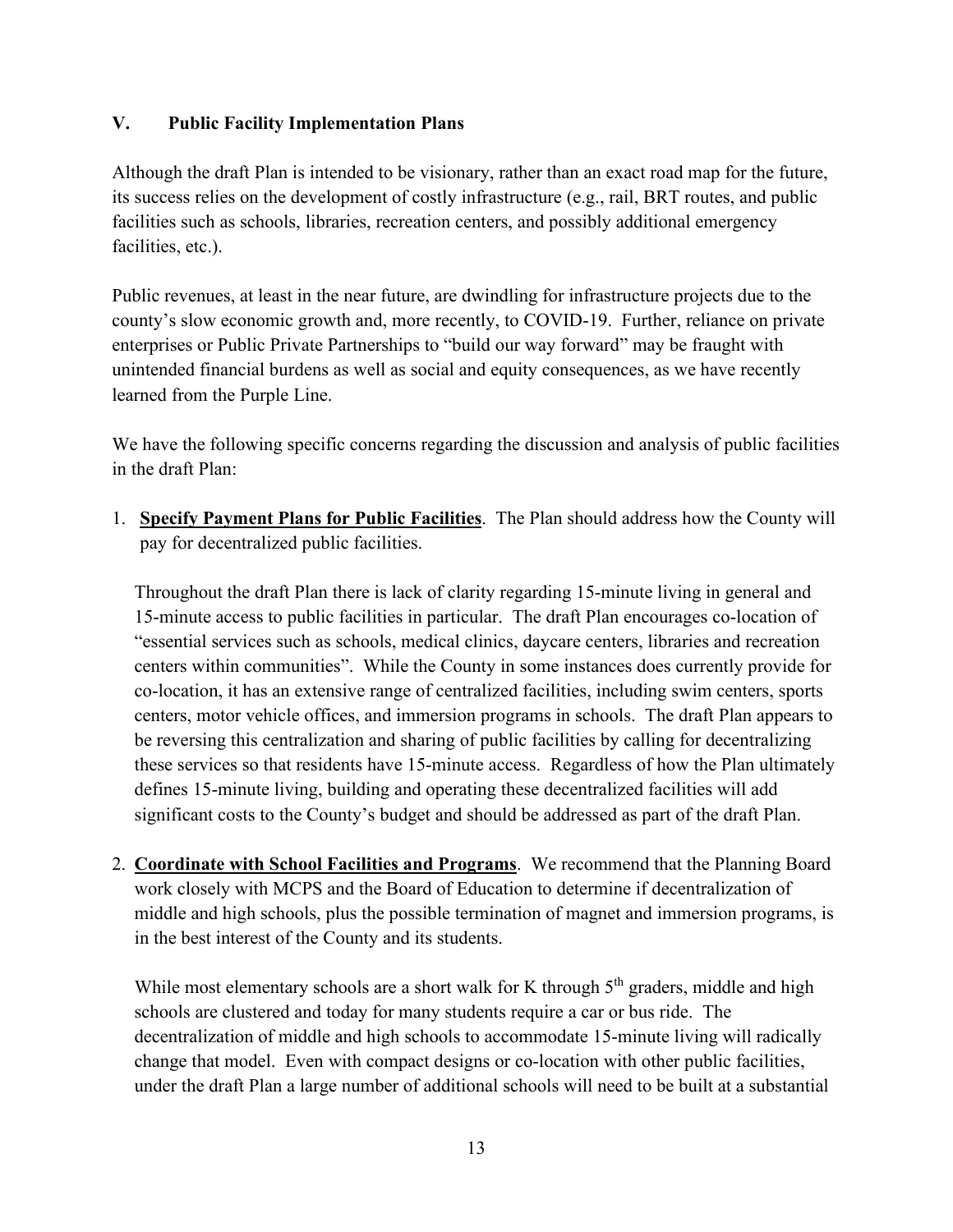## V. Public Facility Implementation Plans

Although the draft Plan is intended to be visionary, rather than an exact road map for the future, its success relies on the development of costly infrastructure (e.g., rail, BRT routes, and public facilities such as schools, libraries, recreation centers, and possibly additional emergency facilities, etc.).

Public revenues, at least in the near future, are dwindling for infrastructure projects due to the county's slow economic growth and, more recently, to COVID-19. Further, reliance on private enterprises or Public Private Partnerships to "build our way forward" may be fraught with unintended financial burdens as well as social and equity consequences, as we have recently learned from the Purple Line.

We have the following specific concerns regarding the discussion and analysis of public facilities in the draft Plan:

1. **Specify Payment Plans for Public Facilities**. The Plan should address how the County will pay for decentralized public facilities.

   Throughout the draft Plan there is lack of clarity regarding 15-minute living in general and 15-minute access to public facilities in particular. The draft Plan encourages co-location of "essential services such as schools, medical clinics, daycare centers, libraries and recreation centers within communities". While the County in some instances does currently provide for co-location, it has an extensive range of centralized facilities, including swim centers, sports centers, motor vehicle offices, and immersion programs in schools. The draft Plan appears to be reversing this centralization and sharing of public facilities by calling for decentralizing these services so that residents have 15-minute access. Regardless of how the Plan ultimately defines 15-minute living, building and operating these decentralized facilities will add significant costs to the County's budget and should be addressed as part of the draft Plan.

2. **Coordinate with School Facilities and Programs**. We recommend that the Planning Board work closely with MCPS and the Board of Education to determine if decentralization of middle and high schools, plus the possible termination of magnet and immersion programs, is in the best interest of the County and its students.

   While most elementary schools are a short walk for K through 5th graders, middle and high schools are clustered and today for many students require a car or bus ride. The decentralization of middle and high schools to accommodate 15-minute living will radically change that model. Even with compact designs or co-location with other public facilities, under the draft Plan a large number of additional schools will need to be built at a substantial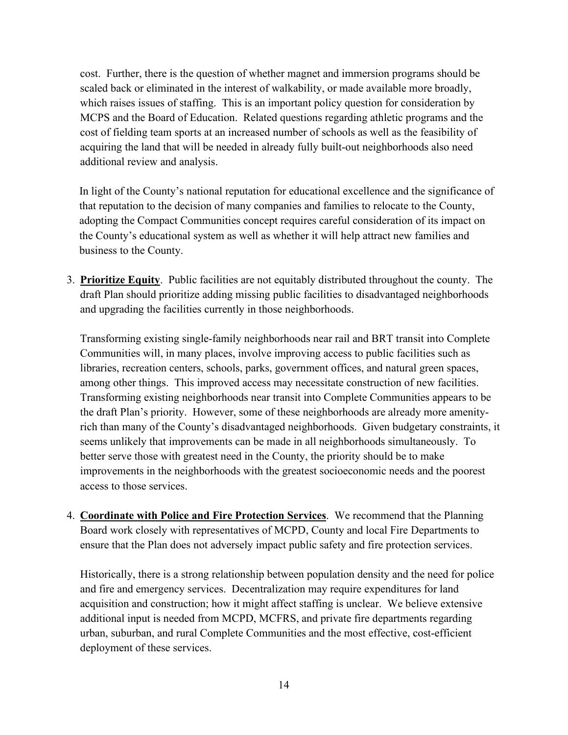cost. Further, there is the question of whether magnet and immersion programs should be scaled back or eliminated in the interest of walkability, or made available more broadly, which raises issues of staffing. This is an important policy question for consideration by MCPS and the Board of Education. Related questions regarding athletic programs and the cost of fielding team sports at an increased number of schools as well as the feasibility of acquiring the land that will be needed in already fully built-out neighborhoods also need additional review and analysis.

In light of the County's national reputation for educational excellence and the significance of that reputation to the decision of many companies and families to relocate to the County, adopting the Compact Communities concept requires careful consideration of its impact on the County's educational system as well as whether it will help attract new families and business to the County.

3. **Prioritize Equity**. Public facilities are not equitably distributed throughout the county. The draft Plan should prioritize adding missing public facilities to disadvantaged neighborhoods and upgrading the facilities currently in those neighborhoods.

   Transforming existing single-family neighborhoods near rail and BRT transit into Complete Communities will, in many places, involve improving access to public facilities such as libraries, recreation centers, schools, parks, government offices, and natural green spaces, among other things. This improved access may necessitate construction of new facilities. Transforming existing neighborhoods near transit into Complete Communities appears to be the draft Plan's priority. However, some of these neighborhoods are already more amenity-rich than many of the County's disadvantaged neighborhoods. Given budgetary constraints, it seems unlikely that improvements can be made in all neighborhoods simultaneously. To better serve those with greatest need in the County, the priority should be to make improvements in the neighborhoods with the greatest socioeconomic needs and the poorest access to those services.

4. **Coordinate with Police and Fire Protection Services**. We recommend that the Planning Board work closely with representatives of MCPD, County and local Fire Departments to ensure that the Plan does not adversely impact public safety and fire protection services.

   Historically, there is a strong relationship between population density and the need for police and fire and emergency services. Decentralization may require expenditures for land acquisition and construction; how it might affect staffing is unclear. We believe extensive additional input is needed from MCPD, MCFRS, and private fire departments regarding urban, suburban, and rural Complete Communities and the most effective, cost-efficient deployment of these services.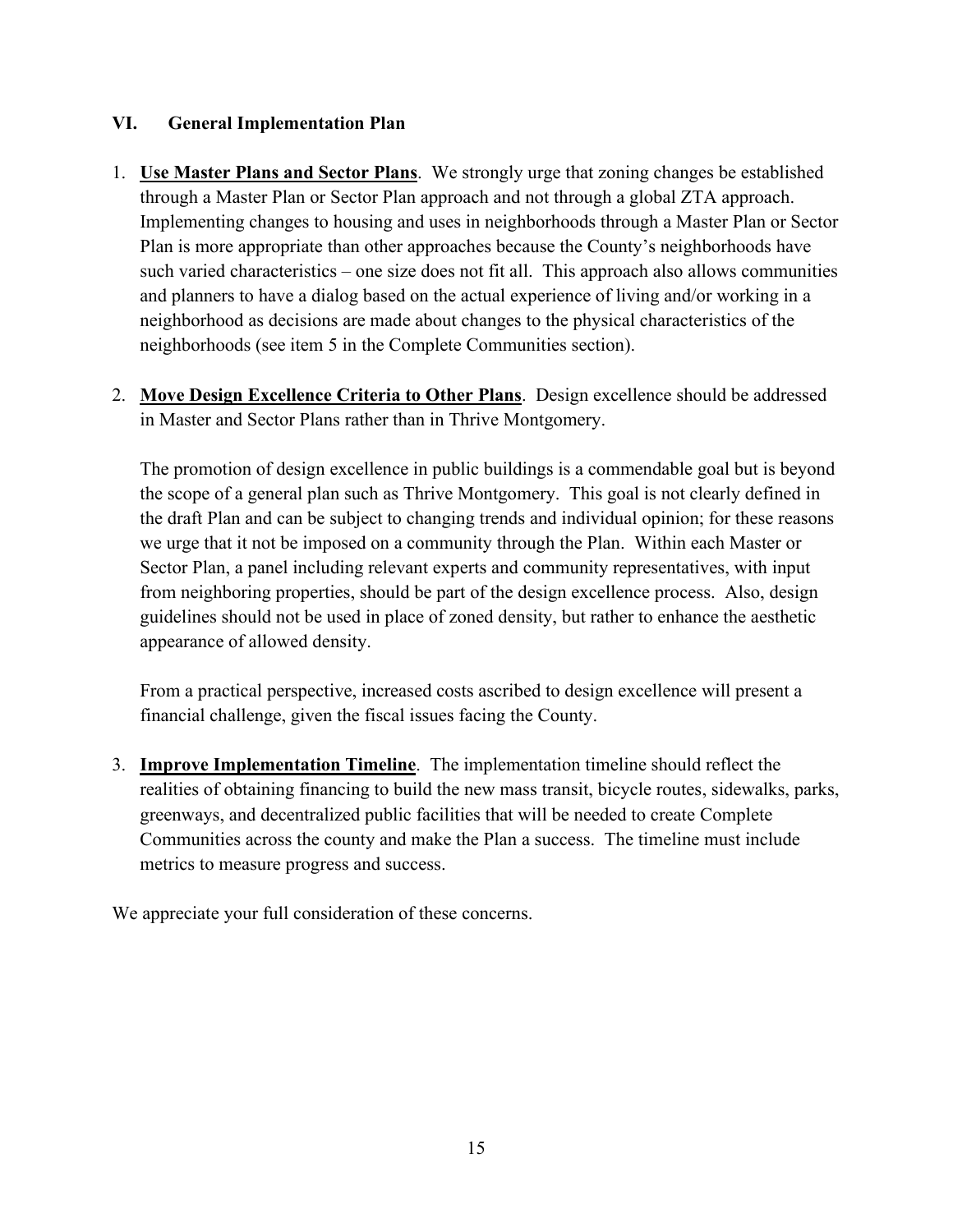## VI. General Implementation Plan

1. **<u>Use Master Plans and Sector Plans</u>**. We strongly urge that zoning changes be established through a Master Plan or Sector Plan approach and not through a global ZTA approach. Implementing changes to housing and uses in neighborhoods through a Master Plan or Sector Plan is more appropriate than other approaches because the County's neighborhoods have such varied characteristics – one size does not fit all. This approach also allows communities and planners to have a dialog based on the actual experience of living and/or working in a neighborhood as decisions are made about changes to the physical characteristics of the neighborhoods (see item 5 in the Complete Communities section).

2. **<u>Move Design Excellence Criteria to Other Plans</u>**. Design excellence should be addressed in Master and Sector Plans rather than in Thrive Montgomery.

   The promotion of design excellence in public buildings is a commendable goal but is beyond the scope of a general plan such as Thrive Montgomery. This goal is not clearly defined in the draft Plan and can be subject to changing trends and individual opinion; for these reasons we urge that it not be imposed on a community through the Plan. Within each Master or Sector Plan, a panel including relevant experts and community representatives, with input from neighboring properties, should be part of the design excellence process. Also, design guidelines should not be used in place of zoned density, but rather to enhance the aesthetic appearance of allowed density.

   From a practical perspective, increased costs ascribed to design excellence will present a financial challenge, given the fiscal issues facing the County.

3. **<u>Improve Implementation Timeline</u>**. The implementation timeline should reflect the realities of obtaining financing to build the new mass transit, bicycle routes, sidewalks, parks, greenways, and decentralized public facilities that will be needed to create Complete Communities across the county and make the Plan a success. The timeline must include metrics to measure progress and success.

We appreciate your full consideration of these concerns.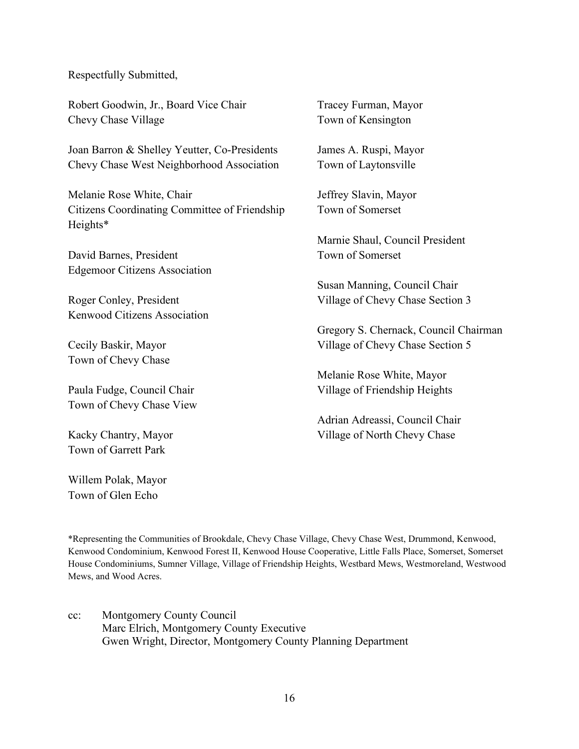Respectfully Submitted,

Robert Goodwin, Jr., Board Vice Chair
Chevy Chase Village

Joan Barron & Shelley Yeutter, Co-Presidents
Chevy Chase West Neighborhood Association

Melanie Rose White, Chair
Citizens Coordinating Committee of Friendship Heights*

David Barnes, President
Edgemoor Citizens Association

Roger Conley, President
Kenwood Citizens Association

Cecily Baskir, Mayor
Town of Chevy Chase

Paula Fudge, Council Chair
Town of Chevy Chase View

Kacky Chantry, Mayor
Town of Garrett Park

Willem Polak, Mayor
Town of Glen Echo

Tracey Furman, Mayor
Town of Kensington

James A. Ruspi, Mayor
Town of Laytonsville

Jeffrey Slavin, Mayor
Town of Somerset

Marnie Shaul, Council President
Town of Somerset

Susan Manning, Council Chair
Village of Chevy Chase Section 3

Gregory S. Chernack, Council Chairman
Village of Chevy Chase Section 5

Melanie Rose White, Mayor
Village of Friendship Heights

Adrian Adreassi, Council Chair
Village of North Chevy Chase

*Representing the Communities of Brookdale, Chevy Chase Village, Chevy Chase West, Drummond, Kenwood, Kenwood Condominium, Kenwood Forest II, Kenwood House Cooperative, Little Falls Place, Somerset, Somerset House Condominiums, Sumner Village, Village of Friendship Heights, Westbard Mews, Westmoreland, Westwood Mews, and Wood Acres.

cc: Montgomery County Council
Marc Elrich, Montgomery County Executive
Gwen Wright, Director, Montgomery County Planning Department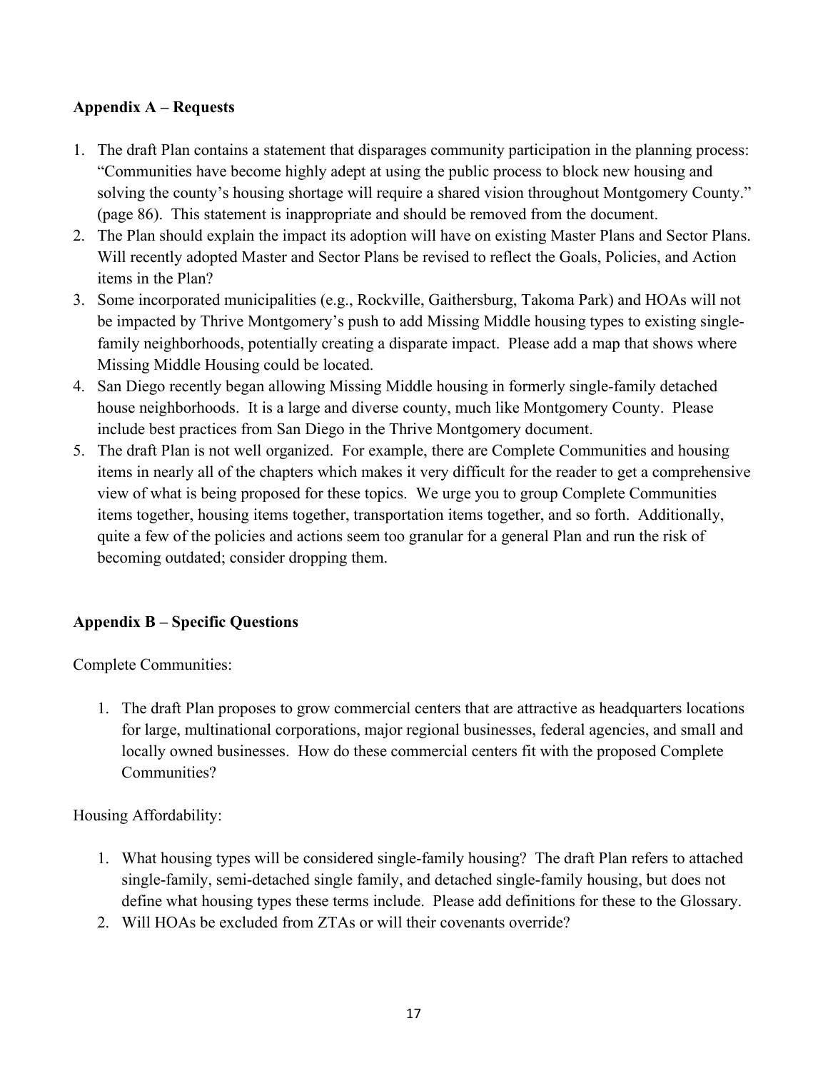## Appendix A – Requests

1. The draft Plan contains a statement that disparages community participation in the planning process: "Communities have become highly adept at using the public process to block new housing and solving the county's housing shortage will require a shared vision throughout Montgomery County." (page 86). This statement is inappropriate and should be removed from the document.
2. The Plan should explain the impact its adoption will have on existing Master Plans and Sector Plans. Will recently adopted Master and Sector Plans be revised to reflect the Goals, Policies, and Action items in the Plan?
3. Some incorporated municipalities (e.g., Rockville, Gaithersburg, Takoma Park) and HOAs will not be impacted by Thrive Montgomery's push to add Missing Middle housing types to existing single-family neighborhoods, potentially creating a disparate impact. Please add a map that shows where Missing Middle Housing could be located.
4. San Diego recently began allowing Missing Middle housing in formerly single-family detached house neighborhoods. It is a large and diverse county, much like Montgomery County. Please include best practices from San Diego in the Thrive Montgomery document.
5. The draft Plan is not well organized. For example, there are Complete Communities and housing items in nearly all of the chapters which makes it very difficult for the reader to get a comprehensive view of what is being proposed for these topics. We urge you to group Complete Communities items together, housing items together, transportation items together, and so forth. Additionally, quite a few of the policies and actions seem too granular for a general Plan and run the risk of becoming outdated; consider dropping them.

## Appendix B – Specific Questions

Complete Communities:

1. The draft Plan proposes to grow commercial centers that are attractive as headquarters locations for large, multinational corporations, major regional businesses, federal agencies, and small and locally owned businesses. How do these commercial centers fit with the proposed Complete Communities?

Housing Affordability:

1. What housing types will be considered single-family housing? The draft Plan refers to attached single-family, semi-detached single family, and detached single-family housing, but does not define what housing types these terms include. Please add definitions for these to the Glossary.
2. Will HOAs be excluded from ZTAs or will their covenants override?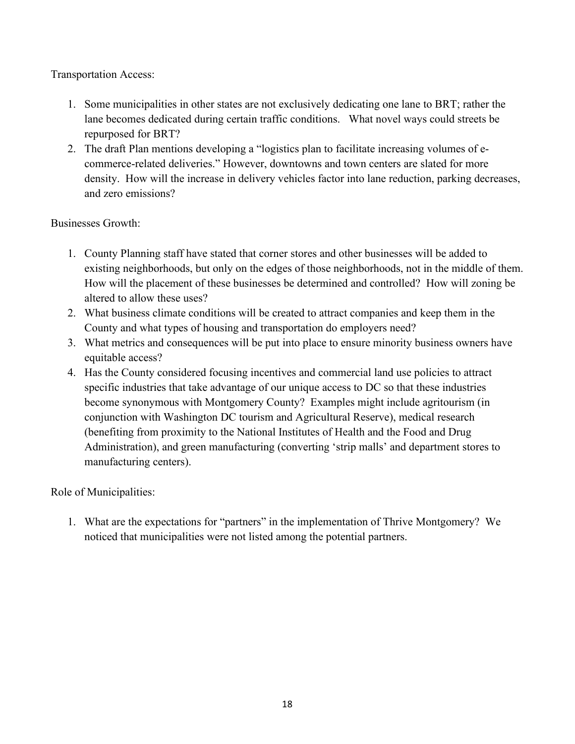Transportation Access:

1. Some municipalities in other states are not exclusively dedicating one lane to BRT; rather the lane becomes dedicated during certain traffic conditions. What novel ways could streets be repurposed for BRT?
2. The draft Plan mentions developing a "logistics plan to facilitate increasing volumes of e-commerce-related deliveries." However, downtowns and town centers are slated for more density. How will the increase in delivery vehicles factor into lane reduction, parking decreases, and zero emissions?

Businesses Growth:

1. County Planning staff have stated that corner stores and other businesses will be added to existing neighborhoods, but only on the edges of those neighborhoods, not in the middle of them. How will the placement of these businesses be determined and controlled? How will zoning be altered to allow these uses?
2. What business climate conditions will be created to attract companies and keep them in the County and what types of housing and transportation do employers need?
3. What metrics and consequences will be put into place to ensure minority business owners have equitable access?
4. Has the County considered focusing incentives and commercial land use policies to attract specific industries that take advantage of our unique access to DC so that these industries become synonymous with Montgomery County? Examples might include agritourism (in conjunction with Washington DC tourism and Agricultural Reserve), medical research (benefiting from proximity to the National Institutes of Health and the Food and Drug Administration), and green manufacturing (converting 'strip malls' and department stores to manufacturing centers).

Role of Municipalities:

1. What are the expectations for "partners" in the implementation of Thrive Montgomery? We noticed that municipalities were not listed among the potential partners.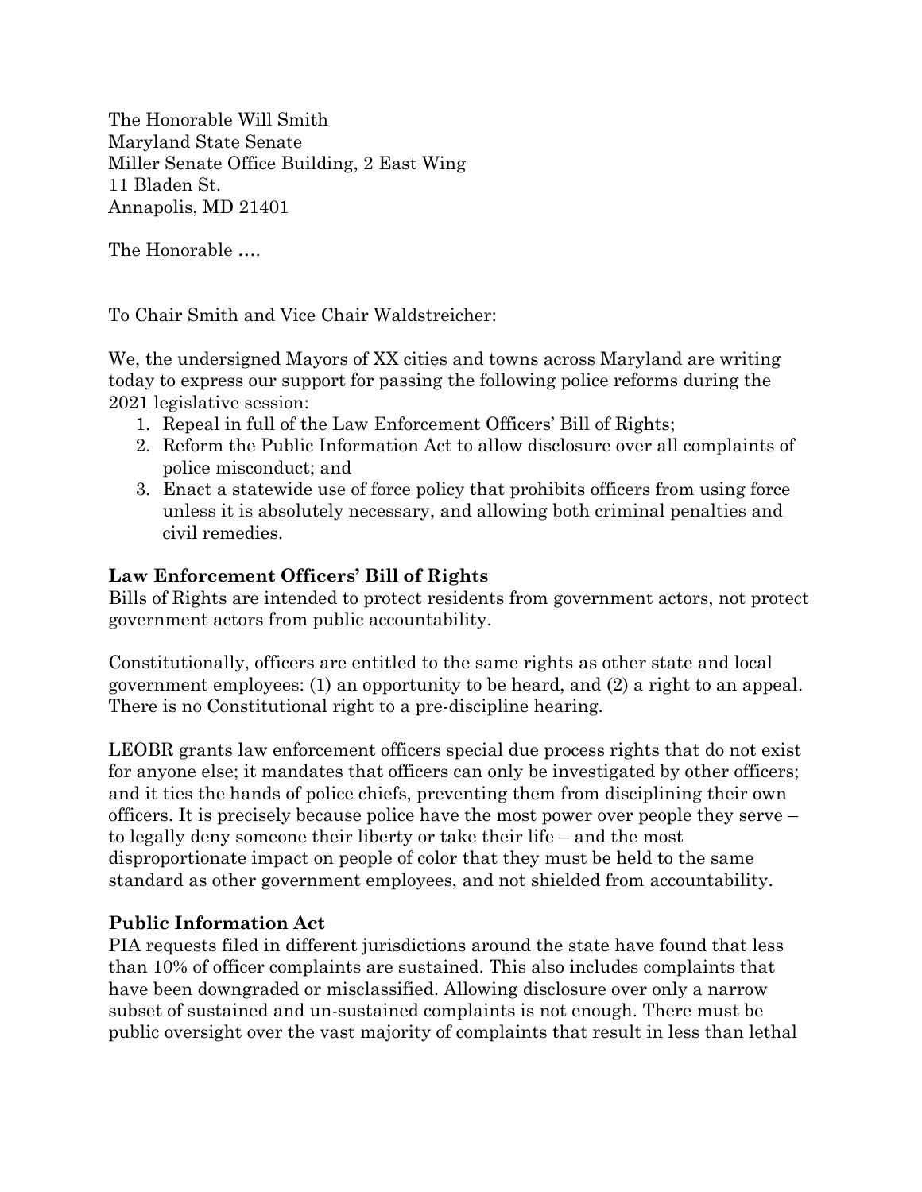The Honorable Will Smith
Maryland State Senate
Miller Senate Office Building, 2 East Wing
11 Bladen St.
Annapolis, MD 21401

The Honorable ….

To Chair Smith and Vice Chair Waldstreicher:

We, the undersigned Mayors of XX cities and towns across Maryland are writing today to express our support for passing the following police reforms during the 2021 legislative session:

1. Repeal in full of the Law Enforcement Officers' Bill of Rights;
2. Reform the Public Information Act to allow disclosure over all complaints of police misconduct; and
3. Enact a statewide use of force policy that prohibits officers from using force unless it is absolutely necessary, and allowing both criminal penalties and civil remedies.

**Law Enforcement Officers' Bill of Rights**

Bills of Rights are intended to protect residents from government actors, not protect government actors from public accountability.

Constitutionally, officers are entitled to the same rights as other state and local government employees: (1) an opportunity to be heard, and (2) a right to an appeal. There is no Constitutional right to a pre-discipline hearing.

LEOBR grants law enforcement officers special due process rights that do not exist for anyone else; it mandates that officers can only be investigated by other officers; and it ties the hands of police chiefs, preventing them from disciplining their own officers. It is precisely because police have the most power over people they serve – to legally deny someone their liberty or take their life – and the most disproportionate impact on people of color that they must be held to the same standard as other government employees, and not shielded from accountability.

**Public Information Act**

PIA requests filed in different jurisdictions around the state have found that less than 10% of officer complaints are sustained. This also includes complaints that have been downgraded or misclassified. Allowing disclosure over only a narrow subset of sustained and un-sustained complaints is not enough. There must be public oversight over the vast majority of complaints that result in less than lethal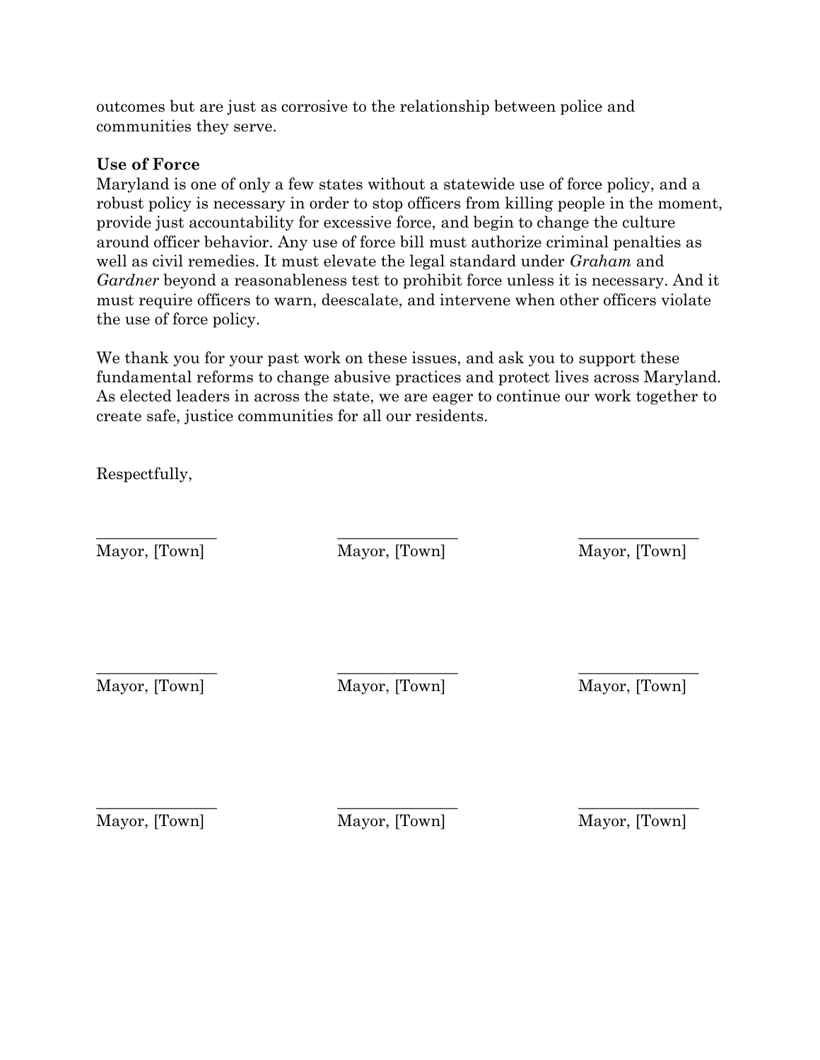outcomes but are just as corrosive to the relationship between police and communities they serve.

**Use of Force**

Maryland is one of only a few states without a statewide use of force policy, and a robust policy is necessary in order to stop officers from killing people in the moment, provide just accountability for excessive force, and begin to change the culture around officer behavior. Any use of force bill must authorize criminal penalties as well as civil remedies. It must elevate the legal standard under *Graham* and *Gardner* beyond a reasonableness test to prohibit force unless it is necessary. And it must require officers to warn, deescalate, and intervene when other officers violate the use of force policy.

We thank you for your past work on these issues, and ask you to support these fundamental reforms to change abusive practices and protect lives across Maryland. As elected leaders in across the state, we are eager to continue our work together to create safe, justice communities for all our residents.

Respectfully,

| | | |
|---|---|---|
| _______________<br>Mayor, [Town] | _______________<br>Mayor, [Town] | _______________<br>Mayor, [Town] |
| _______________<br>Mayor, [Town] | _______________<br>Mayor, [Town] | _______________<br>Mayor, [Town] |
| _______________<br>Mayor, [Town] | _______________<br>Mayor, [Town] | _______________<br>Mayor, [Town] |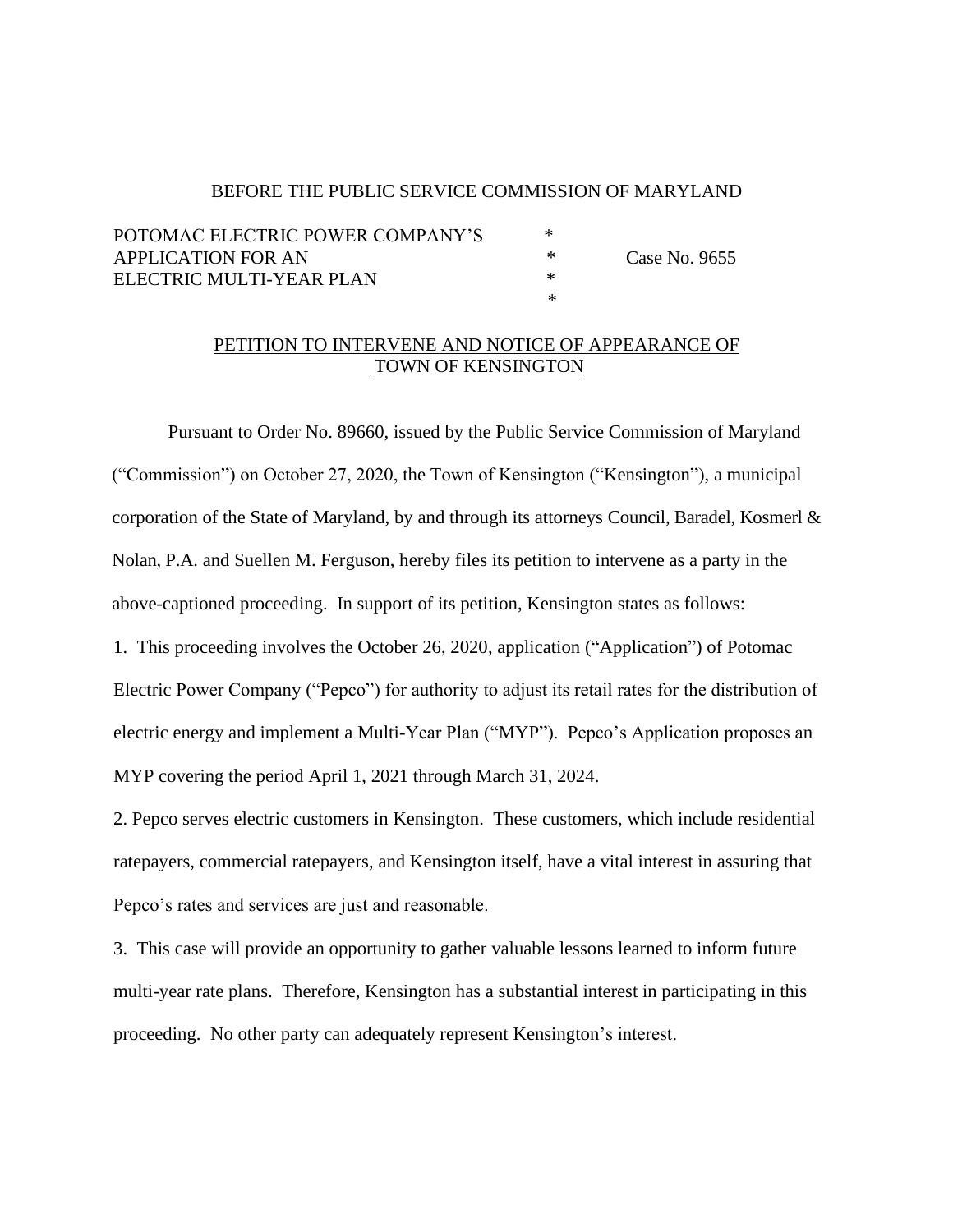BEFORE THE PUBLIC SERVICE COMMISSION OF MARYLAND

| | | |
|---|---|---|
| POTOMAC ELECTRIC POWER COMPANY'S | * | |
| APPLICATION FOR AN | * | Case No. 9655 |
| ELECTRIC MULTI-YEAR PLAN | * | |
| | * | |

## PETITION TO INTERVENE AND NOTICE OF APPEARANCE OF TOWN OF KENSINGTON

Pursuant to Order No. 89660, issued by the Public Service Commission of Maryland ("Commission") on October 27, 2020, the Town of Kensington ("Kensington"), a municipal corporation of the State of Maryland, by and through its attorneys Council, Baradel, Kosmerl & Nolan, P.A. and Suellen M. Ferguson, hereby files its petition to intervene as a party in the above-captioned proceeding. In support of its petition, Kensington states as follows:

1. This proceeding involves the October 26, 2020, application ("Application") of Potomac Electric Power Company ("Pepco") for authority to adjust its retail rates for the distribution of electric energy and implement a Multi-Year Plan ("MYP"). Pepco's Application proposes an MYP covering the period April 1, 2021 through March 31, 2024.

2. Pepco serves electric customers in Kensington. These customers, which include residential ratepayers, commercial ratepayers, and Kensington itself, have a vital interest in assuring that Pepco's rates and services are just and reasonable.

3. This case will provide an opportunity to gather valuable lessons learned to inform future multi-year rate plans. Therefore, Kensington has a substantial interest in participating in this proceeding. No other party can adequately represent Kensington's interest.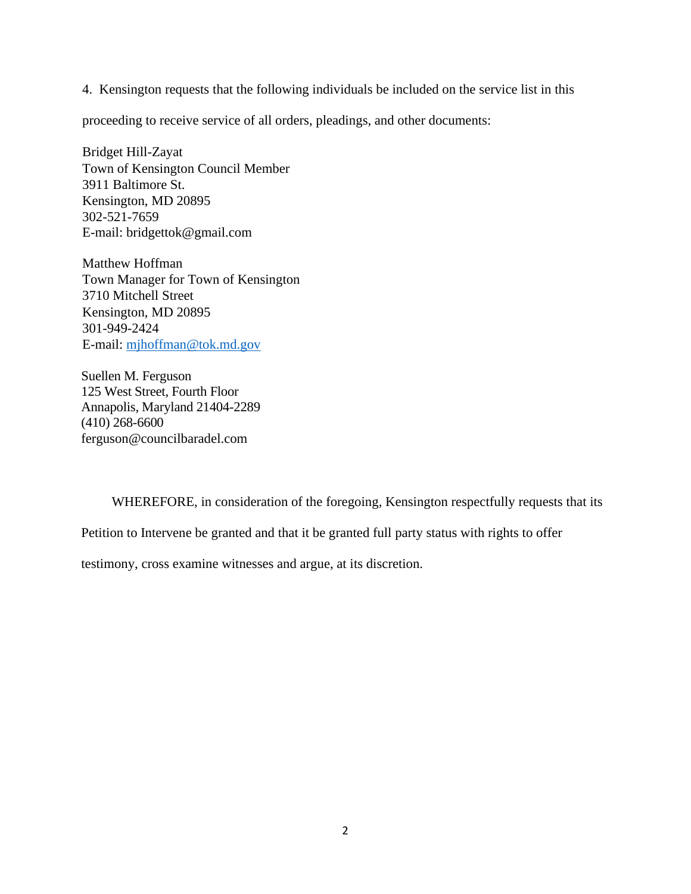4. Kensington requests that the following individuals be included on the service list in this proceeding to receive service of all orders, pleadings, and other documents:

Bridget Hill-Zayat
Town of Kensington Council Member
3911 Baltimore St.
Kensington, MD 20895
302-521-7659
E-mail: bridgettok@gmail.com

Matthew Hoffman
Town Manager for Town of Kensington
3710 Mitchell Street
Kensington, MD 20895
301-949-2424
E-mail: mjhoffman@tok.md.gov

Suellen M. Ferguson
125 West Street, Fourth Floor
Annapolis, Maryland 21404-2289
(410) 268-6600
ferguson@councilbaradel.com

WHEREFORE, in consideration of the foregoing, Kensington respectfully requests that its Petition to Intervene be granted and that it be granted full party status with rights to offer testimony, cross examine witnesses and argue, at its discretion.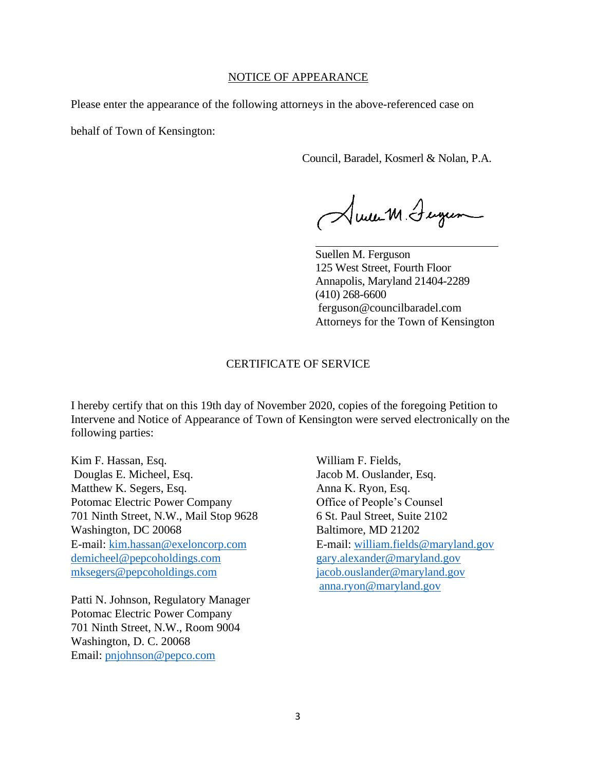## NOTICE OF APPEARANCE

Please enter the appearance of the following attorneys in the above-referenced case on behalf of Town of Kensington:

Council, Baradel, Kosmerl & Nolan, P.A.

Suellen M. Ferguson
125 West Street, Fourth Floor
Annapolis, Maryland 21404-2289
(410) 268-6600
ferguson@councilbaradel.com
Attorneys for the Town of Kensington

## CERTIFICATE OF SERVICE

I hereby certify that on this 19th day of November 2020, copies of the foregoing Petition to Intervene and Notice of Appearance of Town of Kensington were served electronically on the following parties:

Kim F. Hassan, Esq.
Douglas E. Micheel, Esq.
Matthew K. Segers, Esq.
Potomac Electric Power Company
701 Ninth Street, N.W., Mail Stop 9628
Washington, DC 20068
E-mail: kim.hassan@exeloncorp.com
demicheel@pepcoholdings.com
mksegers@pepcoholdings.com

Patti N. Johnson, Regulatory Manager
Potomac Electric Power Company
701 Ninth Street, N.W., Room 9004
Washington, D. C. 20068
Email: pnjohnson@pepco.com

William F. Fields,
Jacob M. Ouslander, Esq.
Anna K. Ryon, Esq.
Office of People's Counsel
6 St. Paul Street, Suite 2102
Baltimore, MD 21202
E-mail: william.fields@maryland.gov
gary.alexander@maryland.gov
jacob.ouslander@maryland.gov
anna.ryon@maryland.gov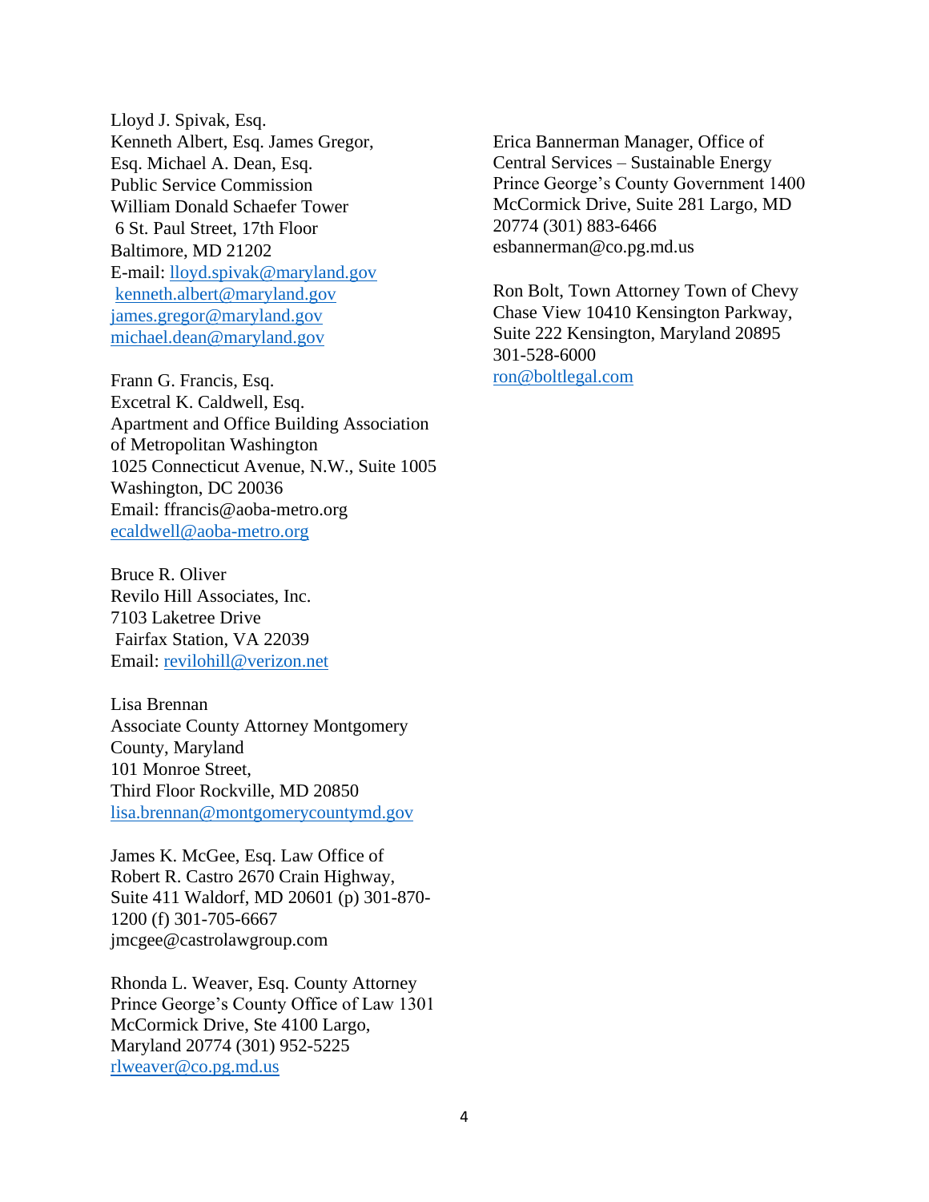Lloyd J. Spivak, Esq.
Kenneth Albert, Esq. James Gregor,
Esq. Michael A. Dean, Esq.
Public Service Commission
William Donald Schaefer Tower
6 St. Paul Street, 17th Floor
Baltimore, MD 21202
E-mail: lloyd.spivak@maryland.gov
kenneth.albert@maryland.gov
james.gregor@maryland.gov
michael.dean@maryland.gov

Frann G. Francis, Esq.
Excetral K. Caldwell, Esq.
Apartment and Office Building Association
of Metropolitan Washington
1025 Connecticut Avenue, N.W., Suite 1005
Washington, DC 20036
Email: ffrancis@aoba-metro.org
ecaldwell@aoba-metro.org

Bruce R. Oliver
Revilo Hill Associates, Inc.
7103 Laketree Drive
Fairfax Station, VA 22039
Email: revilohill@verizon.net

Lisa Brennan
Associate County Attorney Montgomery
County, Maryland
101 Monroe Street,
Third Floor Rockville, MD 20850
lisa.brennan@montgomerycountymd.gov

James K. McGee, Esq. Law Office of
Robert R. Castro 2670 Crain Highway,
Suite 411 Waldorf, MD 20601 (p) 301-870-
1200 (f) 301-705-6667
jmcgee@castrolawgroup.com

Rhonda L. Weaver, Esq. County Attorney
Prince George's County Office of Law 1301
McCormick Drive, Ste 4100 Largo,
Maryland 20774 (301) 952-5225
rlweaver@co.pg.md.us

Erica Bannerman Manager, Office of
Central Services – Sustainable Energy
Prince George's County Government 1400
McCormick Drive, Suite 281 Largo, MD
20774 (301) 883-6466
esbannerman@co.pg.md.us

Ron Bolt, Town Attorney Town of Chevy
Chase View 10410 Kensington Parkway,
Suite 222 Kensington, Maryland 20895
301-528-6000
ron@boltlegal.com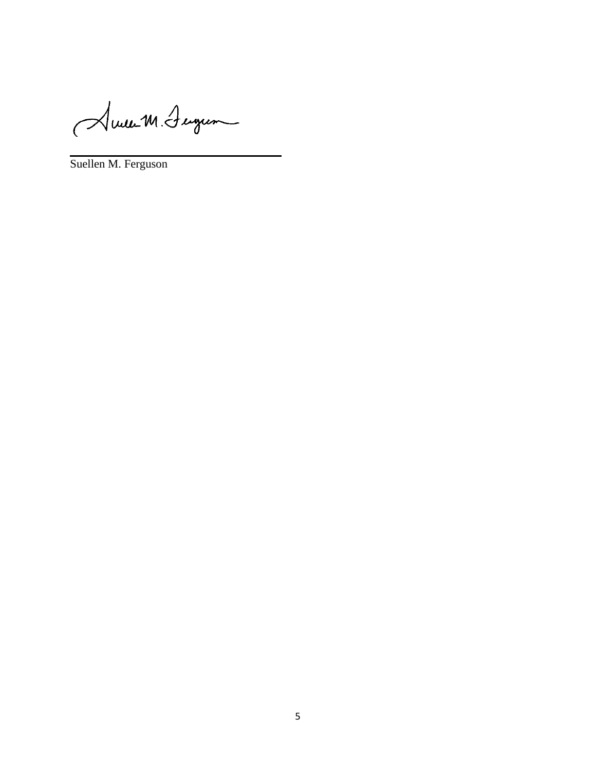_________________________________

Suellen M. Ferguson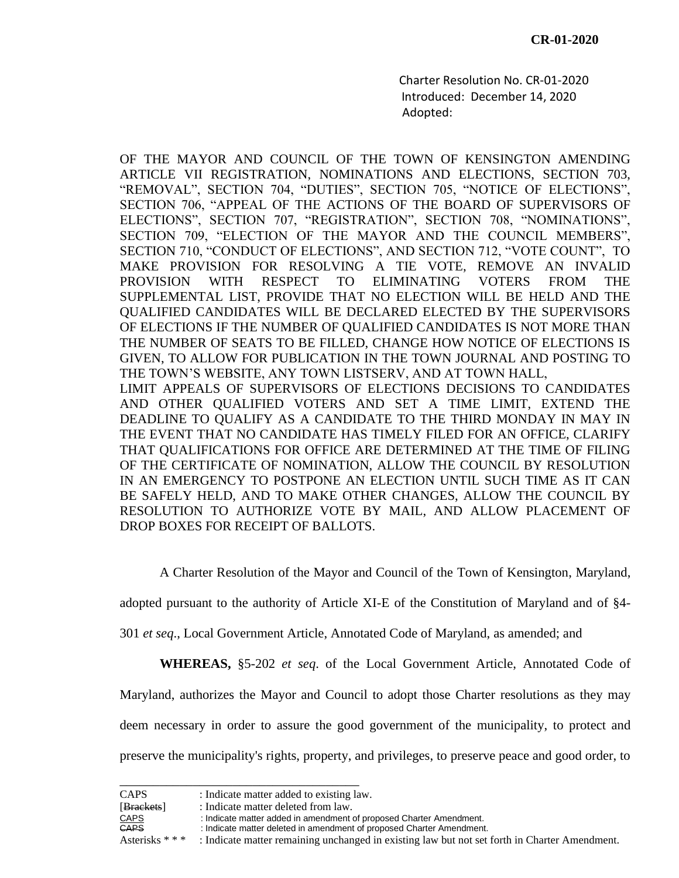**CR-01-2020**

Charter Resolution No. CR-01-2020
Introduced: December 14, 2020
Adopted:

OF THE MAYOR AND COUNCIL OF THE TOWN OF KENSINGTON AMENDING ARTICLE VII REGISTRATION, NOMINATIONS AND ELECTIONS, SECTION 703, "REMOVAL", SECTION 704, "DUTIES", SECTION 705, "NOTICE OF ELECTIONS", SECTION 706, "APPEAL OF THE ACTIONS OF THE BOARD OF SUPERVISORS OF ELECTIONS", SECTION 707, "REGISTRATION", SECTION 708, "NOMINATIONS", SECTION 709, "ELECTION OF THE MAYOR AND THE COUNCIL MEMBERS", SECTION 710, "CONDUCT OF ELECTIONS", AND SECTION 712, "VOTE COUNT", TO MAKE PROVISION FOR RESOLVING A TIE VOTE, REMOVE AN INVALID PROVISION WITH RESPECT TO ELIMINATING VOTERS FROM THE SUPPLEMENTAL LIST, PROVIDE THAT NO ELECTION WILL BE HELD AND THE QUALIFIED CANDIDATES WILL BE DECLARED ELECTED BY THE SUPERVISORS OF ELECTIONS IF THE NUMBER OF QUALIFIED CANDIDATES IS NOT MORE THAN THE NUMBER OF SEATS TO BE FILLED, CHANGE HOW NOTICE OF ELECTIONS IS GIVEN, TO ALLOW FOR PUBLICATION IN THE TOWN JOURNAL AND POSTING TO THE TOWN'S WEBSITE, ANY TOWN LISTSERV, AND AT TOWN HALL, LIMIT APPEALS OF SUPERVISORS OF ELECTIONS DECISIONS TO CANDIDATES AND OTHER QUALIFIED VOTERS AND SET A TIME LIMIT, EXTEND THE DEADLINE TO QUALIFY AS A CANDIDATE TO THE THIRD MONDAY IN MAY IN THE EVENT THAT NO CANDIDATE HAS TIMELY FILED FOR AN OFFICE, CLARIFY THAT QUALIFICATIONS FOR OFFICE ARE DETERMINED AT THE TIME OF FILING OF THE CERTIFICATE OF NOMINATION, ALLOW THE COUNCIL BY RESOLUTION IN AN EMERGENCY TO POSTPONE AN ELECTION UNTIL SUCH TIME AS IT CAN BE SAFELY HELD, AND TO MAKE OTHER CHANGES, ALLOW THE COUNCIL BY RESOLUTION TO AUTHORIZE VOTE BY MAIL, AND ALLOW PLACEMENT OF DROP BOXES FOR RECEIPT OF BALLOTS.

A Charter Resolution of the Mayor and Council of the Town of Kensington, Maryland, adopted pursuant to the authority of Article XI-E of the Constitution of Maryland and of §4-301 *et seq*., Local Government Article, Annotated Code of Maryland, as amended; and

**WHEREAS,** §5-202 *et seq*. of the Local Government Article, Annotated Code of Maryland, authorizes the Mayor and Council to adopt those Charter resolutions as they may deem necessary in order to assure the good government of the municipality, to protect and preserve the municipality's rights, property, and privileges, to preserve peace and good order, to

| | |
|---|---|
| CAPS | : Indicate matter added to existing law. |
| [~~Brackets~~] | : Indicate matter deleted from law. |
| CAPS | : Indicate matter added in amendment of proposed Charter Amendment. |
| ~~CAPS~~ | : Indicate matter deleted in amendment of proposed Charter Amendment. |
| Asterisks * * * | : Indicate matter remaining unchanged in existing law but not set forth in Charter Amendment. |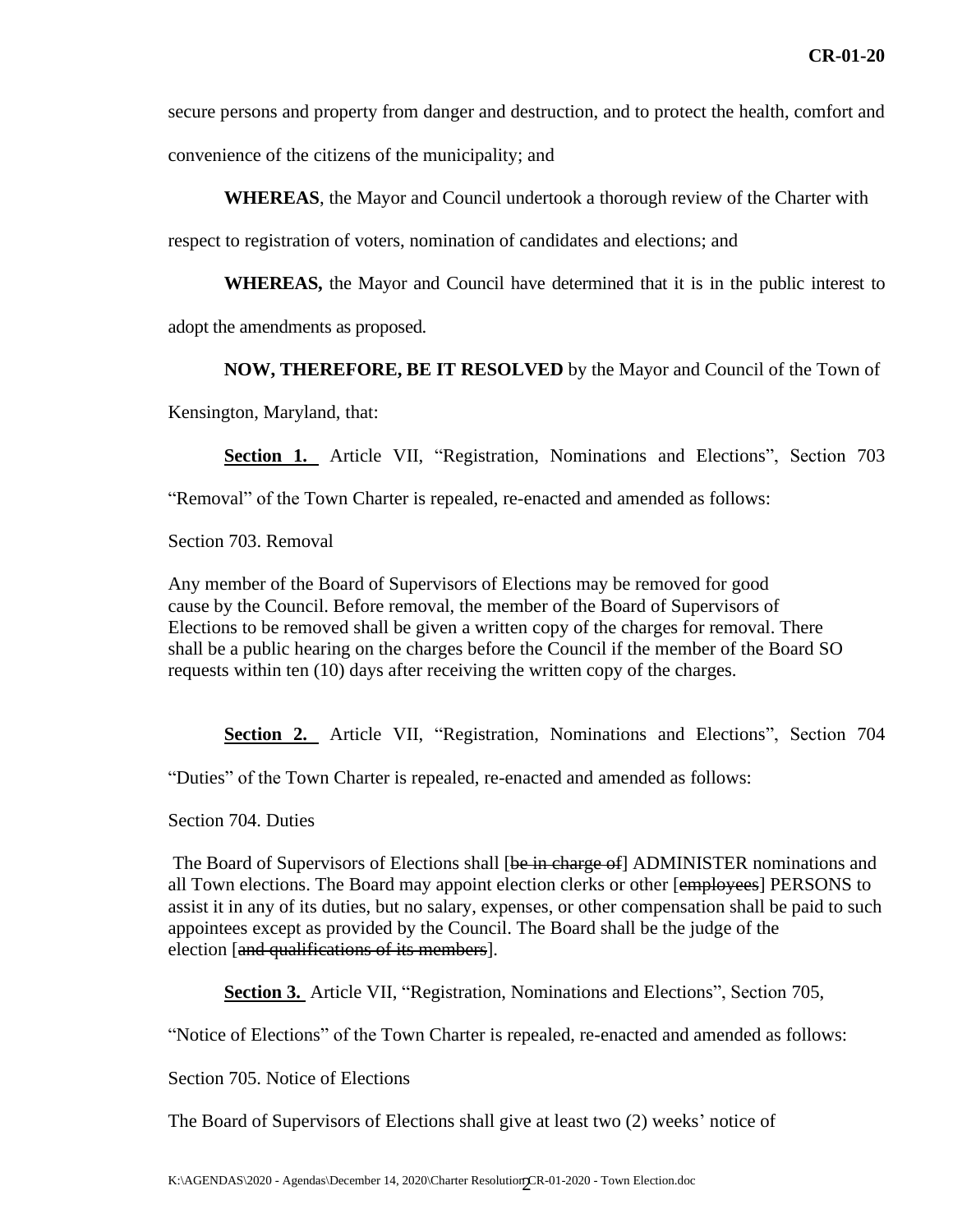secure persons and property from danger and destruction, and to protect the health, comfort and convenience of the citizens of the municipality; and

**WHEREAS**, the Mayor and Council undertook a thorough review of the Charter with respect to registration of voters, nomination of candidates and elections; and

**WHEREAS,** the Mayor and Council have determined that it is in the public interest to adopt the amendments as proposed.

**NOW, THEREFORE, BE IT RESOLVED** by the Mayor and Council of the Town of Kensington, Maryland, that:

**Section 1.** Article VII, "Registration, Nominations and Elections", Section 703 "Removal" of the Town Charter is repealed, re-enacted and amended as follows:

Section 703. Removal

Any member of the Board of Supervisors of Elections may be removed for good cause by the Council. Before removal, the member of the Board of Supervisors of Elections to be removed shall be given a written copy of the charges for removal. There shall be a public hearing on the charges before the Council if the member of the Board SO requests within ten (10) days after receiving the written copy of the charges.

**Section 2.** Article VII, "Registration, Nominations and Elections", Section 704 "Duties" of the Town Charter is repealed, re-enacted and amended as follows:

Section 704. Duties

The Board of Supervisors of Elections shall [~~be in charge of~~] ADMINISTER nominations and all Town elections. The Board may appoint election clerks or other [~~employees~~] PERSONS to assist it in any of its duties, but no salary, expenses, or other compensation shall be paid to such appointees except as provided by the Council. The Board shall be the judge of the election [~~and qualifications of its members~~].

**Section 3.** Article VII, "Registration, Nominations and Elections", Section 705, "Notice of Elections" of the Town Charter is repealed, re-enacted and amended as follows:

Section 705. Notice of Elections

The Board of Supervisors of Elections shall give at least two (2) weeks' notice of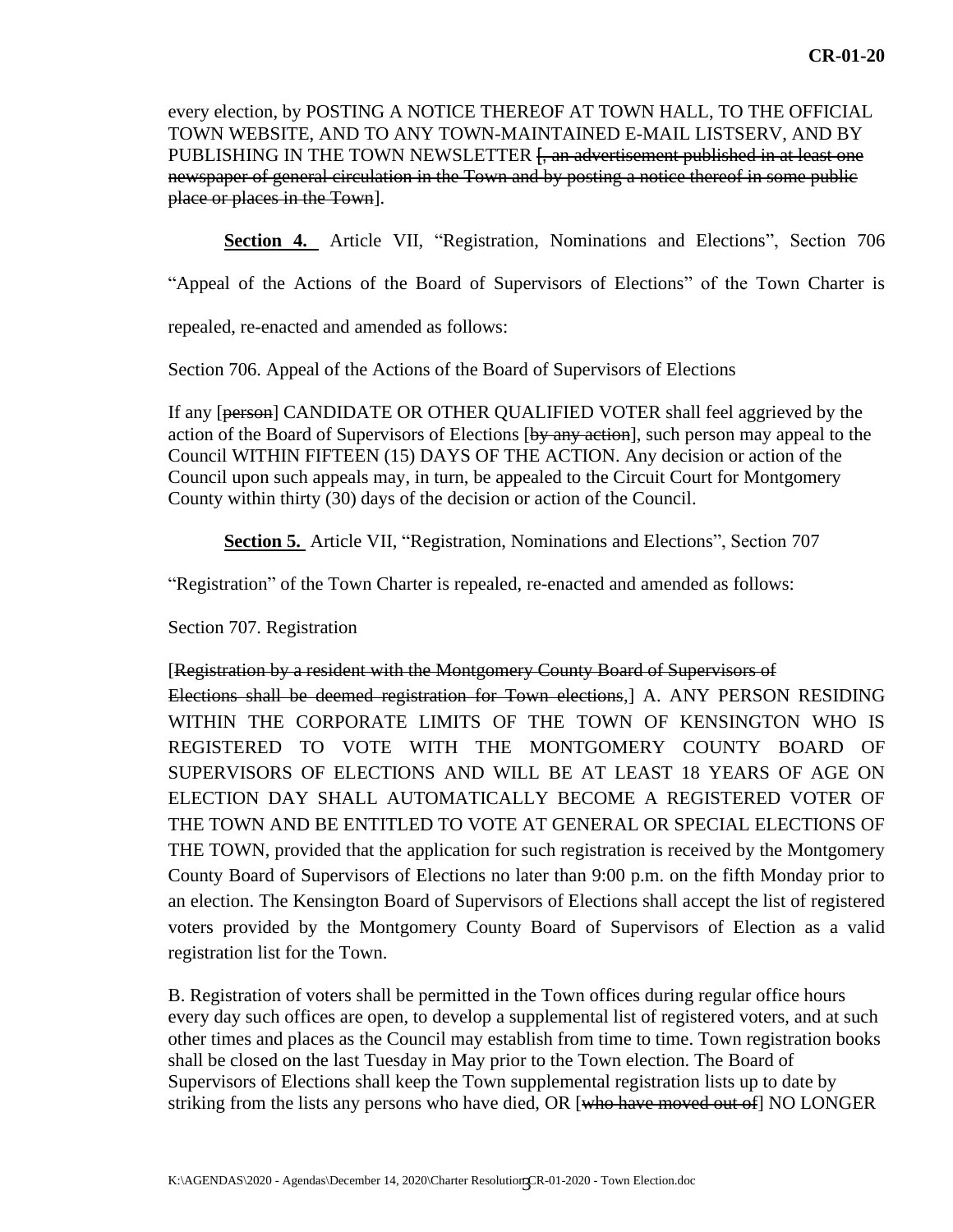every election, by POSTING A NOTICE THEREOF AT TOWN HALL, TO THE OFFICIAL TOWN WEBSITE, AND TO ANY TOWN-MAINTAINED E-MAIL LISTSERV, AND BY PUBLISHING IN THE TOWN NEWSLETTER [~~, an advertisement published in at least one newspaper of general circulation in the Town and by posting a notice thereof in some public place or places in the Town~~].

**Section 4.** Article VII, "Registration, Nominations and Elections", Section 706 "Appeal of the Actions of the Board of Supervisors of Elections" of the Town Charter is repealed, re-enacted and amended as follows:

Section 706. Appeal of the Actions of the Board of Supervisors of Elections

If any [~~person~~] CANDIDATE OR OTHER QUALIFIED VOTER shall feel aggrieved by the action of the Board of Supervisors of Elections [~~by any action~~], such person may appeal to the Council WITHIN FIFTEEN (15) DAYS OF THE ACTION. Any decision or action of the Council upon such appeals may, in turn, be appealed to the Circuit Court for Montgomery County within thirty (30) days of the decision or action of the Council.

**Section 5.** Article VII, "Registration, Nominations and Elections", Section 707 "Registration" of the Town Charter is repealed, re-enacted and amended as follows:

Section 707. Registration

[~~Registration by a resident with the Montgomery County Board of Supervisors of Elections shall be deemed registration for Town elections,~~] A. ANY PERSON RESIDING WITHIN THE CORPORATE LIMITS OF THE TOWN OF KENSINGTON WHO IS REGISTERED TO VOTE WITH THE MONTGOMERY COUNTY BOARD OF SUPERVISORS OF ELECTIONS AND WILL BE AT LEAST 18 YEARS OF AGE ON ELECTION DAY SHALL AUTOMATICALLY BECOME A REGISTERED VOTER OF THE TOWN AND BE ENTITLED TO VOTE AT GENERAL OR SPECIAL ELECTIONS OF THE TOWN, provided that the application for such registration is received by the Montgomery County Board of Supervisors of Elections no later than 9:00 p.m. on the fifth Monday prior to an election. The Kensington Board of Supervisors of Elections shall accept the list of registered voters provided by the Montgomery County Board of Supervisors of Election as a valid registration list for the Town.

B. Registration of voters shall be permitted in the Town offices during regular office hours every day such offices are open, to develop a supplemental list of registered voters, and at such other times and places as the Council may establish from time to time. Town registration books shall be closed on the last Tuesday in May prior to the Town election. The Board of Supervisors of Elections shall keep the Town supplemental registration lists up to date by striking from the lists any persons who have died, OR [~~who have moved out of~~] NO LONGER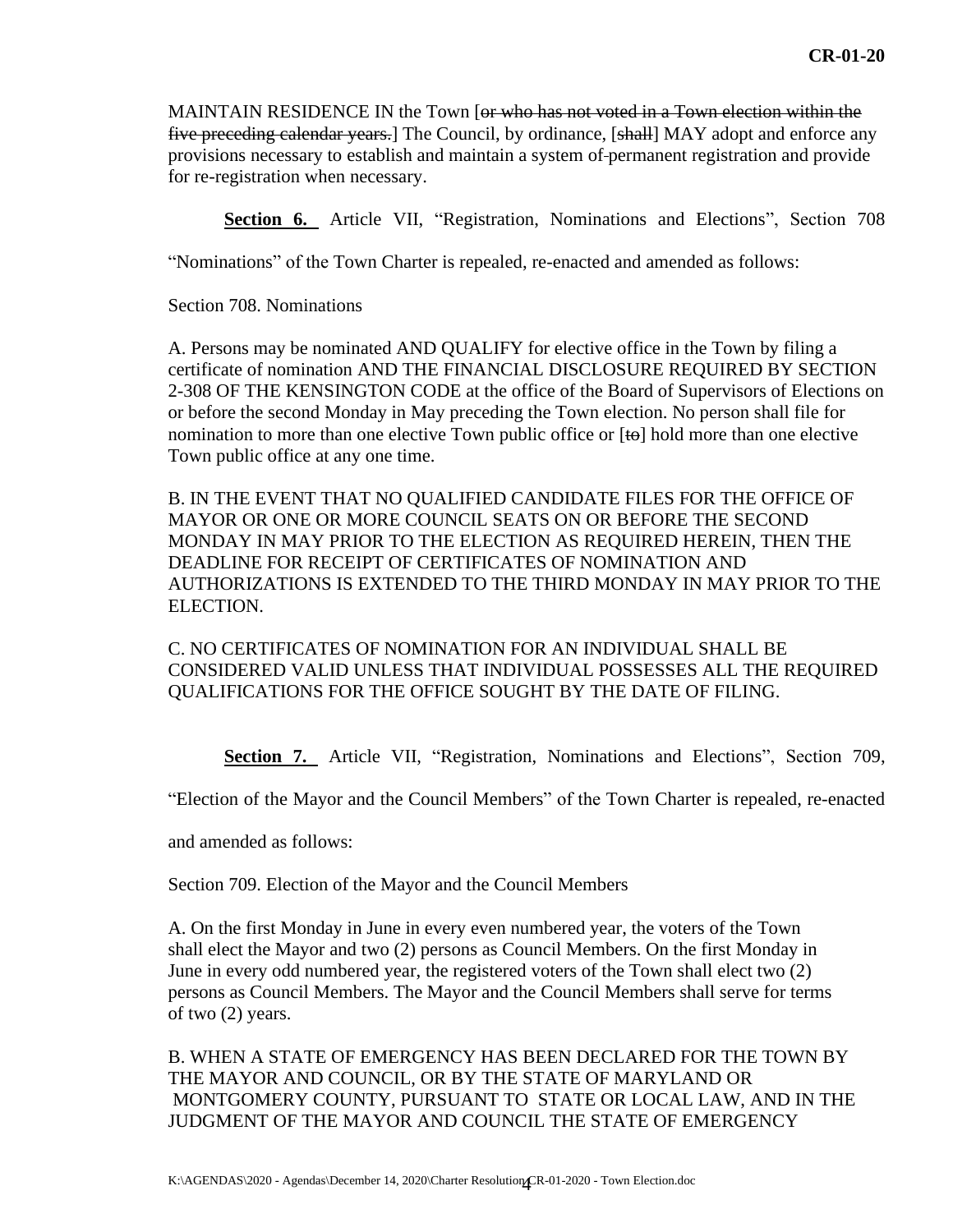MAINTAIN RESIDENCE IN the Town [~~or who has not voted in a Town election within the five preceding calendar years.~~] The Council, by ordinance, [~~shall~~] MAY adopt and enforce any provisions necessary to establish and maintain a system of permanent registration and provide for re-registration when necessary.

**Section 6.** Article VII, "Registration, Nominations and Elections", Section 708 "Nominations" of the Town Charter is repealed, re-enacted and amended as follows:

Section 708. Nominations

A. Persons may be nominated AND QUALIFY for elective office in the Town by filing a certificate of nomination AND THE FINANCIAL DISCLOSURE REQUIRED BY SECTION 2-308 OF THE KENSINGTON CODE at the office of the Board of Supervisors of Elections on or before the second Monday in May preceding the Town election. No person shall file for nomination to more than one elective Town public office or [~~to~~] hold more than one elective Town public office at any one time.

B. IN THE EVENT THAT NO QUALIFIED CANDIDATE FILES FOR THE OFFICE OF MAYOR OR ONE OR MORE COUNCIL SEATS ON OR BEFORE THE SECOND MONDAY IN MAY PRIOR TO THE ELECTION AS REQUIRED HEREIN, THEN THE DEADLINE FOR RECEIPT OF CERTIFICATES OF NOMINATION AND AUTHORIZATIONS IS EXTENDED TO THE THIRD MONDAY IN MAY PRIOR TO THE ELECTION.

C. NO CERTIFICATES OF NOMINATION FOR AN INDIVIDUAL SHALL BE CONSIDERED VALID UNLESS THAT INDIVIDUAL POSSESSES ALL THE REQUIRED QUALIFICATIONS FOR THE OFFICE SOUGHT BY THE DATE OF FILING.

**Section 7.** Article VII, "Registration, Nominations and Elections", Section 709, "Election of the Mayor and the Council Members" of the Town Charter is repealed, re-enacted and amended as follows:

Section 709. Election of the Mayor and the Council Members

A. On the first Monday in June in every even numbered year, the voters of the Town shall elect the Mayor and two (2) persons as Council Members. On the first Monday in June in every odd numbered year, the registered voters of the Town shall elect two (2) persons as Council Members. The Mayor and the Council Members shall serve for terms of two (2) years.

B. WHEN A STATE OF EMERGENCY HAS BEEN DECLARED FOR THE TOWN BY THE MAYOR AND COUNCIL, OR BY THE STATE OF MARYLAND OR MONTGOMERY COUNTY, PURSUANT TO STATE OR LOCAL LAW, AND IN THE JUDGMENT OF THE MAYOR AND COUNCIL THE STATE OF EMERGENCY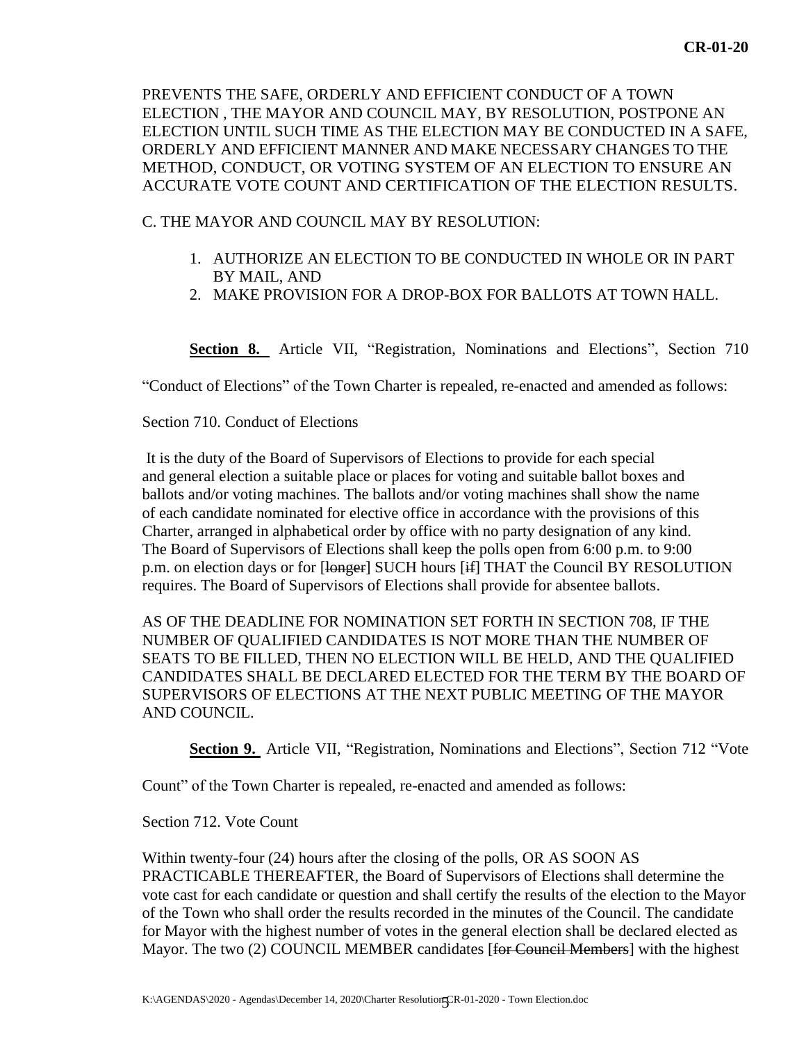PREVENTS THE SAFE, ORDERLY AND EFFICIENT CONDUCT OF A TOWN ELECTION , THE MAYOR AND COUNCIL MAY, BY RESOLUTION, POSTPONE AN ELECTION UNTIL SUCH TIME AS THE ELECTION MAY BE CONDUCTED IN A SAFE, ORDERLY AND EFFICIENT MANNER AND MAKE NECESSARY CHANGES TO THE METHOD, CONDUCT, OR VOTING SYSTEM OF AN ELECTION TO ENSURE AN ACCURATE VOTE COUNT AND CERTIFICATION OF THE ELECTION RESULTS.

C. THE MAYOR AND COUNCIL MAY BY RESOLUTION:

1. AUTHORIZE AN ELECTION TO BE CONDUCTED IN WHOLE OR IN PART BY MAIL, AND
2. MAKE PROVISION FOR A DROP-BOX FOR BALLOTS AT TOWN HALL.

**Section 8.** Article VII, "Registration, Nominations and Elections", Section 710 "Conduct of Elections" of the Town Charter is repealed, re-enacted and amended as follows:

Section 710. Conduct of Elections

It is the duty of the Board of Supervisors of Elections to provide for each special and general election a suitable place or places for voting and suitable ballot boxes and ballots and/or voting machines. The ballots and/or voting machines shall show the name of each candidate nominated for elective office in accordance with the provisions of this Charter, arranged in alphabetical order by office with no party designation of any kind. The Board of Supervisors of Elections shall keep the polls open from 6:00 p.m. to 9:00 p.m. on election days or for [~~longer~~] SUCH hours [~~if~~] THAT the Council BY RESOLUTION requires. The Board of Supervisors of Elections shall provide for absentee ballots.

AS OF THE DEADLINE FOR NOMINATION SET FORTH IN SECTION 708, IF THE NUMBER OF QUALIFIED CANDIDATES IS NOT MORE THAN THE NUMBER OF SEATS TO BE FILLED, THEN NO ELECTION WILL BE HELD, AND THE QUALIFIED CANDIDATES SHALL BE DECLARED ELECTED FOR THE TERM BY THE BOARD OF SUPERVISORS OF ELECTIONS AT THE NEXT PUBLIC MEETING OF THE MAYOR AND COUNCIL.

**Section 9.** Article VII, "Registration, Nominations and Elections", Section 712 "Vote Count" of the Town Charter is repealed, re-enacted and amended as follows:

Section 712. Vote Count

Within twenty-four (24) hours after the closing of the polls, OR AS SOON AS PRACTICABLE THEREAFTER, the Board of Supervisors of Elections shall determine the vote cast for each candidate or question and shall certify the results of the election to the Mayor of the Town who shall order the results recorded in the minutes of the Council. The candidate for Mayor with the highest number of votes in the general election shall be declared elected as Mayor. The two (2) COUNCIL MEMBER candidates [~~for Council Members~~] with the highest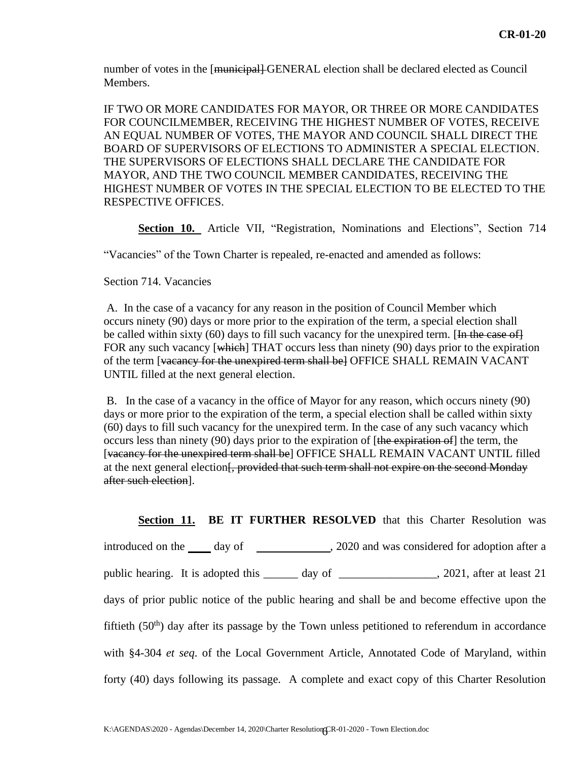number of votes in the [~~municipal~~] GENERAL election shall be declared elected as Council Members.

IF TWO OR MORE CANDIDATES FOR MAYOR, OR THREE OR MORE CANDIDATES FOR COUNCILMEMBER, RECEIVING THE HIGHEST NUMBER OF VOTES, RECEIVE AN EQUAL NUMBER OF VOTES, THE MAYOR AND COUNCIL SHALL DIRECT THE BOARD OF SUPERVISORS OF ELECTIONS TO ADMINISTER A SPECIAL ELECTION. THE SUPERVISORS OF ELECTIONS SHALL DECLARE THE CANDIDATE FOR MAYOR, AND THE TWO COUNCIL MEMBER CANDIDATES, RECEIVING THE HIGHEST NUMBER OF VOTES IN THE SPECIAL ELECTION TO BE ELECTED TO THE RESPECTIVE OFFICES.

**Section 10.** Article VII, "Registration, Nominations and Elections", Section 714 "Vacancies" of the Town Charter is repealed, re-enacted and amended as follows:

Section 714. Vacancies

A. In the case of a vacancy for any reason in the position of Council Member which occurs ninety (90) days or more prior to the expiration of the term, a special election shall be called within sixty (60) days to fill such vacancy for the unexpired term. [~~In the case of~~] FOR any such vacancy [~~which~~] THAT occurs less than ninety (90) days prior to the expiration of the term [~~vacancy for the unexpired term shall be~~] OFFICE SHALL REMAIN VACANT UNTIL filled at the next general election.

B. In the case of a vacancy in the office of Mayor for any reason, which occurs ninety (90) days or more prior to the expiration of the term, a special election shall be called within sixty (60) days to fill such vacancy for the unexpired term. In the case of any such vacancy which occurs less than ninety (90) days prior to the expiration of [~~the expiration of~~] the term, the [~~vacancy for the unexpired term shall be~~] OFFICE SHALL REMAIN VACANT UNTIL filled at the next general election[~~, provided that such term shall not expire on the second Monday after such election~~].

**Section 11. BE IT FURTHER RESOLVED** that this Charter Resolution was introduced on the ____ day of ____________, 2020 and was considered for adoption after a public hearing. It is adopted this ______ day of _________________, 2021, after at least 21 days of prior public notice of the public hearing and shall be and become effective upon the fiftieth (50th) day after its passage by the Town unless petitioned to referendum in accordance with §4-304 *et seq*. of the Local Government Article, Annotated Code of Maryland, within forty (40) days following its passage. A complete and exact copy of this Charter Resolution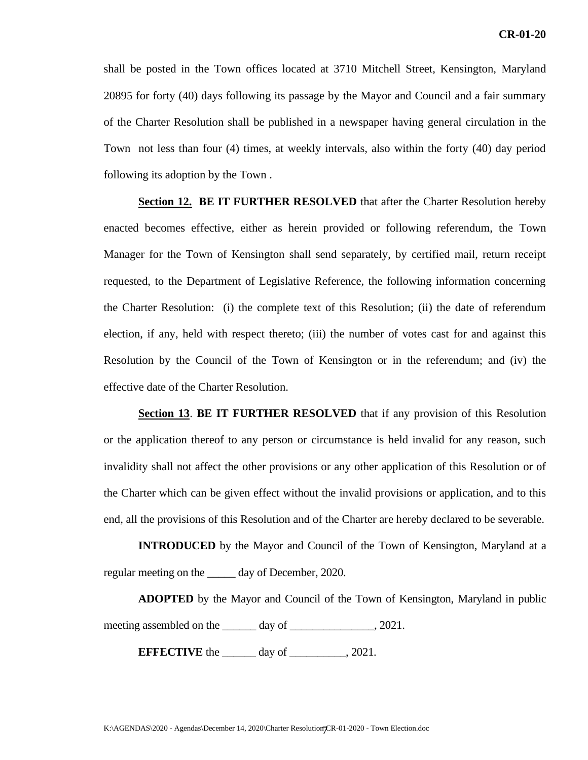shall be posted in the Town offices located at 3710 Mitchell Street, Kensington, Maryland 20895 for forty (40) days following its passage by the Mayor and Council and a fair summary of the Charter Resolution shall be published in a newspaper having general circulation in the Town not less than four (4) times, at weekly intervals, also within the forty (40) day period following its adoption by the Town .

**Section 12. BE IT FURTHER RESOLVED** that after the Charter Resolution hereby enacted becomes effective, either as herein provided or following referendum, the Town Manager for the Town of Kensington shall send separately, by certified mail, return receipt requested, to the Department of Legislative Reference, the following information concerning the Charter Resolution: (i) the complete text of this Resolution; (ii) the date of referendum election, if any, held with respect thereto; (iii) the number of votes cast for and against this Resolution by the Council of the Town of Kensington or in the referendum; and (iv) the effective date of the Charter Resolution.

**Section 13**. **BE IT FURTHER RESOLVED** that if any provision of this Resolution or the application thereof to any person or circumstance is held invalid for any reason, such invalidity shall not affect the other provisions or any other application of this Resolution or of the Charter which can be given effect without the invalid provisions or application, and to this end, all the provisions of this Resolution and of the Charter are hereby declared to be severable.

**INTRODUCED** by the Mayor and Council of the Town of Kensington, Maryland at a regular meeting on the _____ day of December, 2020.

**ADOPTED** by the Mayor and Council of the Town of Kensington, Maryland in public meeting assembled on the ______ day of _______________, 2021.

**EFFECTIVE** the ______ day of __________, 2021.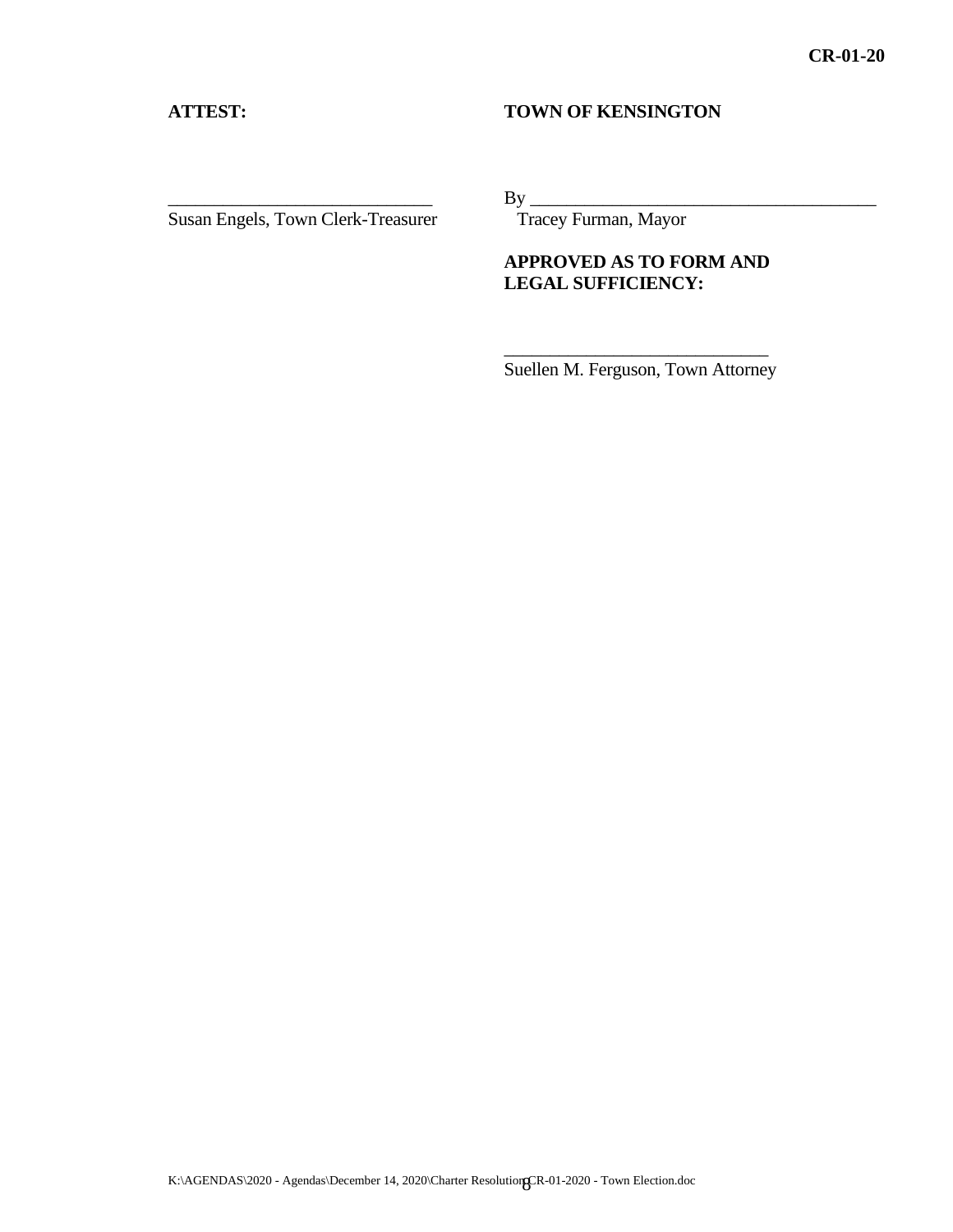**ATTEST:**

_____________________________

Susan Engels, Town Clerk-Treasurer

**TOWN OF KENSINGTON**

By ______________________________________

Tracey Furman, Mayor

**APPROVED AS TO FORM AND LEGAL SUFFICIENCY:**

_____________________________

Suellen M. Ferguson, Town Attorney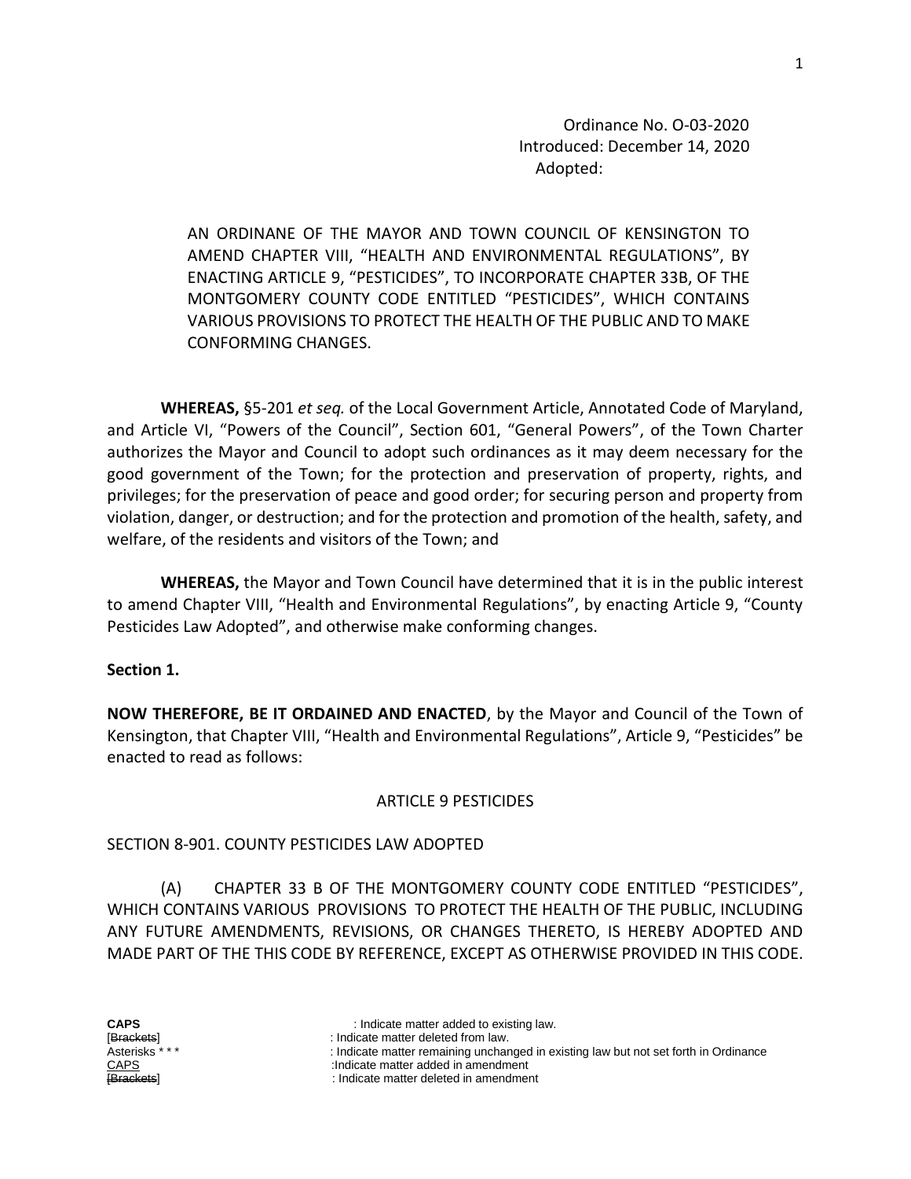Ordinance No. O-03-2020
Introduced: December 14, 2020
Adopted:

AN ORDINANE OF THE MAYOR AND TOWN COUNCIL OF KENSINGTON TO AMEND CHAPTER VIII, "HEALTH AND ENVIRONMENTAL REGULATIONS", BY ENACTING ARTICLE 9, "PESTICIDES", TO INCORPORATE CHAPTER 33B, OF THE MONTGOMERY COUNTY CODE ENTITLED "PESTICIDES", WHICH CONTAINS VARIOUS PROVISIONS TO PROTECT THE HEALTH OF THE PUBLIC AND TO MAKE CONFORMING CHANGES.

**WHEREAS,** §5-201 *et seq.* of the Local Government Article, Annotated Code of Maryland, and Article VI, "Powers of the Council", Section 601, "General Powers", of the Town Charter authorizes the Mayor and Council to adopt such ordinances as it may deem necessary for the good government of the Town; for the protection and preservation of property, rights, and privileges; for the preservation of peace and good order; for securing person and property from violation, danger, or destruction; and for the protection and promotion of the health, safety, and welfare, of the residents and visitors of the Town; and

**WHEREAS,** the Mayor and Town Council have determined that it is in the public interest to amend Chapter VIII, "Health and Environmental Regulations", by enacting Article 9, "County Pesticides Law Adopted", and otherwise make conforming changes.

**Section 1.**

**NOW THEREFORE, BE IT ORDAINED AND ENACTED**, by the Mayor and Council of the Town of Kensington, that Chapter VIII, "Health and Environmental Regulations", Article 9, "Pesticides" be enacted to read as follows:

ARTICLE 9 PESTICIDES

SECTION 8-901. COUNTY PESTICIDES LAW ADOPTED

(A) CHAPTER 33 B OF THE MONTGOMERY COUNTY CODE ENTITLED "PESTICIDES", WHICH CONTAINS VARIOUS PROVISIONS TO PROTECT THE HEALTH OF THE PUBLIC, INCLUDING ANY FUTURE AMENDMENTS, REVISIONS, OR CHANGES THERETO, IS HEREBY ADOPTED AND MADE PART OF THE THIS CODE BY REFERENCE, EXCEPT AS OTHERWISE PROVIDED IN THIS CODE.

**CAPS** : Indicate matter added to existing law.
[Brackets] : Indicate matter deleted from law.
Asterisks * * * : Indicate matter remaining unchanged in existing law but not set forth in Ordinance
CAPS :Indicate matter added in amendment
[Brackets] : Indicate matter deleted in amendment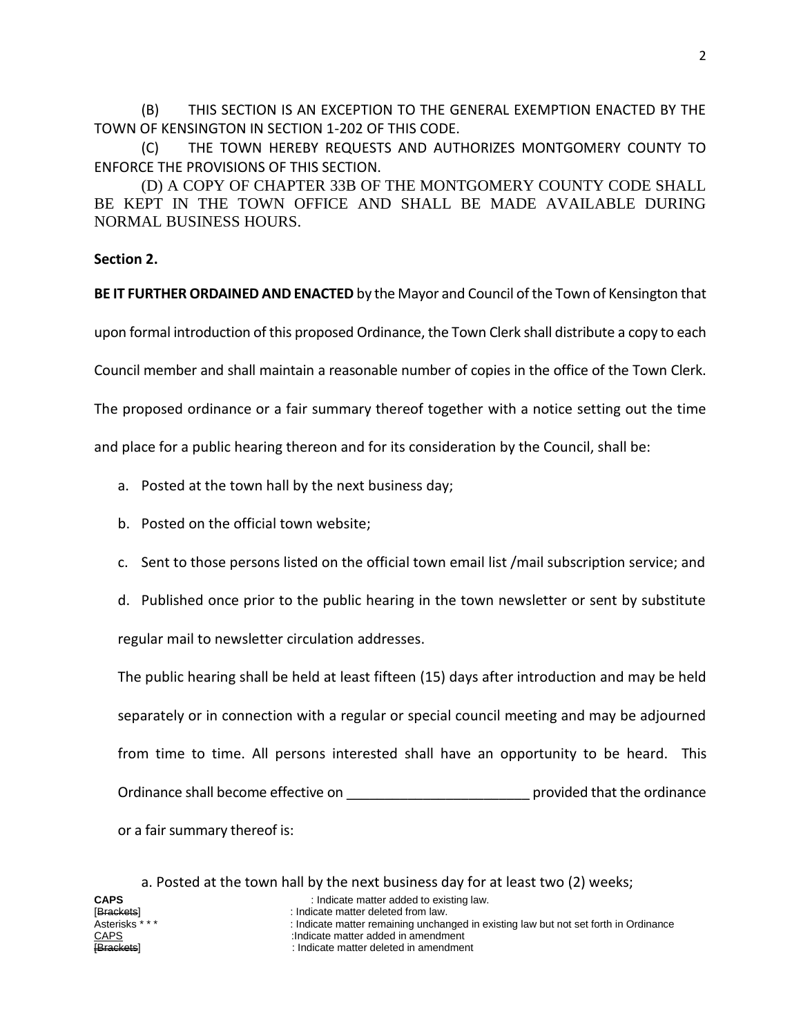(B) THIS SECTION IS AN EXCEPTION TO THE GENERAL EXEMPTION ENACTED BY THE TOWN OF KENSINGTON IN SECTION 1-202 OF THIS CODE.

(C) THE TOWN HEREBY REQUESTS AND AUTHORIZES MONTGOMERY COUNTY TO ENFORCE THE PROVISIONS OF THIS SECTION.

(D) A COPY OF CHAPTER 33B OF THE MONTGOMERY COUNTY CODE SHALL BE KEPT IN THE TOWN OFFICE AND SHALL BE MADE AVAILABLE DURING NORMAL BUSINESS HOURS.

**Section 2.**

**BE IT FURTHER ORDAINED AND ENACTED** by the Mayor and Council of the Town of Kensington that upon formal introduction of this proposed Ordinance, the Town Clerk shall distribute a copy to each Council member and shall maintain a reasonable number of copies in the office of the Town Clerk. The proposed ordinance or a fair summary thereof together with a notice setting out the time and place for a public hearing thereon and for its consideration by the Council, shall be:

a. Posted at the town hall by the next business day;

b. Posted on the official town website;

c. Sent to those persons listed on the official town email list /mail subscription service; and

d. Published once prior to the public hearing in the town newsletter or sent by substitute regular mail to newsletter circulation addresses.

The public hearing shall be held at least fifteen (15) days after introduction and may be held separately or in connection with a regular or special council meeting and may be adjourned from time to time. All persons interested shall have an opportunity to be heard. This Ordinance shall become effective on ________________________ provided that the ordinance or a fair summary thereof is:

a. Posted at the town hall by the next business day for at least two (2) weeks;

**CAPS** : Indicate matter added to existing law.
[~~Brackets~~] : Indicate matter deleted from law.
Asterisks * * * : Indicate matter remaining unchanged in existing law but not set forth in Ordinance
<u>CAPS</u> :Indicate matter added in amendment
~~[Brackets]~~ : Indicate matter deleted in amendment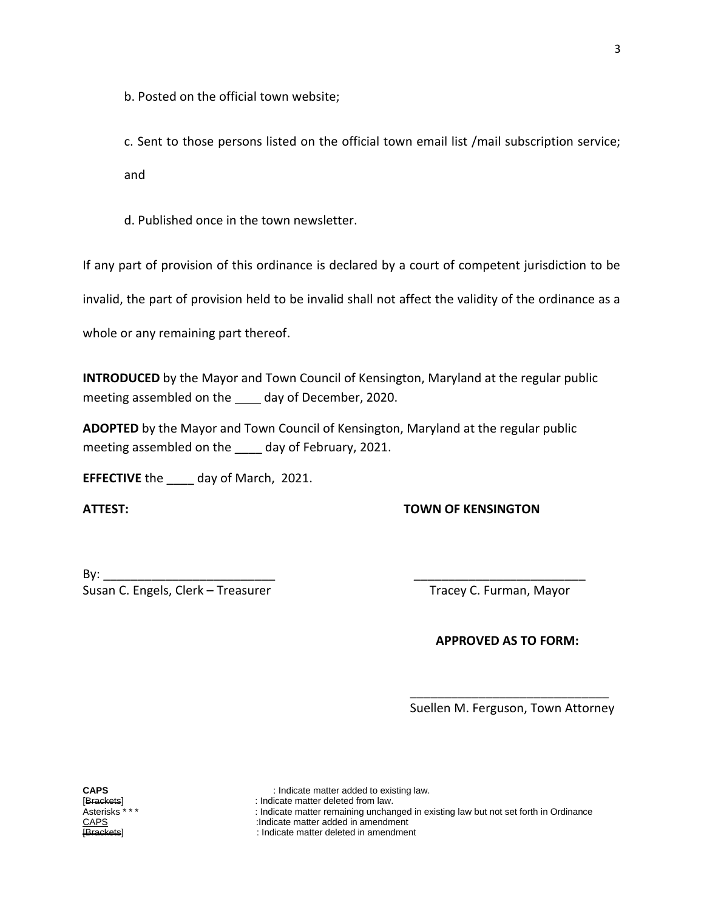b. Posted on the official town website;

c. Sent to those persons listed on the official town email list /mail subscription service; and

d. Published once in the town newsletter.

If any part of provision of this ordinance is declared by a court of competent jurisdiction to be invalid, the part of provision held to be invalid shall not affect the validity of the ordinance as a whole or any remaining part thereof.

**INTRODUCED** by the Mayor and Town Council of Kensington, Maryland at the regular public meeting assembled on the ____ day of December, 2020.

**ADOPTED** by the Mayor and Town Council of Kensington, Maryland at the regular public meeting assembled on the ____ day of February, 2021.

**EFFECTIVE** the ____ day of March, 2021.

**ATTEST:**

By: _________________________
Susan C. Engels, Clerk – Treasurer

**TOWN OF KENSINGTON**

_________________________
Tracey C. Furman, Mayor

**APPROVED AS TO FORM:**

_____________________________
Suellen M. Ferguson, Town Attorney

**CAPS** : Indicate matter added to existing law.
[~~Brackets~~] : Indicate matter deleted from law.
Asterisks * * * : Indicate matter remaining unchanged in existing law but not set forth in Ordinance
<u>CAPS</u> :Indicate matter added in amendment
~~[Brackets]~~ : Indicate matter deleted in amendment